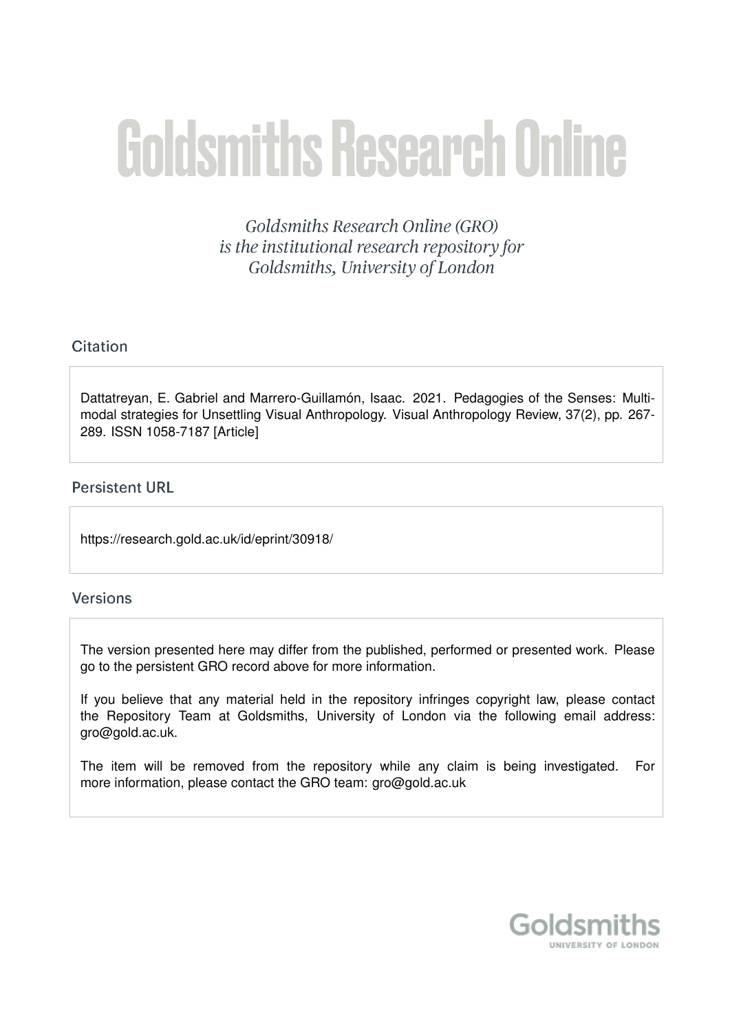# Goldsmiths Research Online

*Goldsmiths Research Online (GRO) is the institutional research repository for Goldsmiths, University of London*

## Citation

Dattatreyan, E. Gabriel and Marrero-Guillamón, Isaac. 2021. Pedagogies of the Senses: Multimodal strategies for Unsettling Visual Anthropology. Visual Anthropology Review, 37(2), pp. 267-289. ISSN 1058-7187 [Article]

## Persistent URL

https://research.gold.ac.uk/id/eprint/30918/

## Versions

The version presented here may differ from the published, performed or presented work. Please go to the persistent GRO record above for more information.

If you believe that any material held in the repository infringes copyright law, please contact the Repository Team at Goldsmiths, University of London via the following email address: gro@gold.ac.uk.

The item will be removed from the repository while any claim is being investigated. For more information, please contact the GRO team: gro@gold.ac.uk

Goldsmiths
UNIVERSITY OF LONDON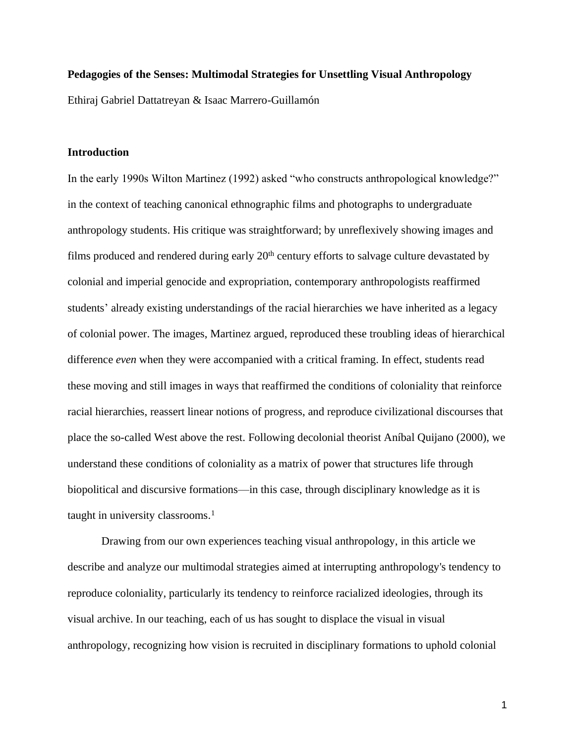**Pedagogies of the Senses: Multimodal Strategies for Unsettling Visual Anthropology**

Ethiraj Gabriel Dattatreyan & Isaac Marrero-Guillamón

## Introduction

In the early 1990s Wilton Martinez (1992) asked "who constructs anthropological knowledge?" in the context of teaching canonical ethnographic films and photographs to undergraduate anthropology students. His critique was straightforward; by unreflexively showing images and films produced and rendered during early 20th century efforts to salvage culture devastated by colonial and imperial genocide and expropriation, contemporary anthropologists reaffirmed students' already existing understandings of the racial hierarchies we have inherited as a legacy of colonial power. The images, Martinez argued, reproduced these troubling ideas of hierarchical difference *even* when they were accompanied with a critical framing. In effect, students read these moving and still images in ways that reaffirmed the conditions of coloniality that reinforce racial hierarchies, reassert linear notions of progress, and reproduce civilizational discourses that place the so-called West above the rest. Following decolonial theorist Aníbal Quijano (2000), we understand these conditions of coloniality as a matrix of power that structures life through biopolitical and discursive formations—in this case, through disciplinary knowledge as it is taught in university classrooms.[1]

Drawing from our own experiences teaching visual anthropology, in this article we describe and analyze our multimodal strategies aimed at interrupting anthropology's tendency to reproduce coloniality, particularly its tendency to reinforce racialized ideologies, through its visual archive. In our teaching, each of us has sought to displace the visual in visual anthropology, recognizing how vision is recruited in disciplinary formations to uphold colonial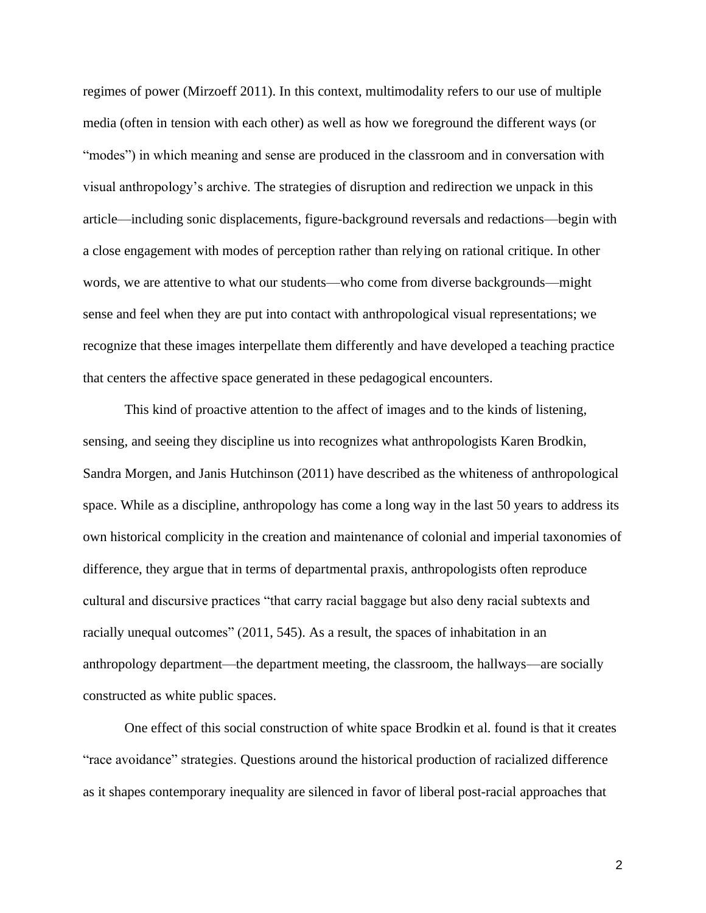regimes of power (Mirzoeff 2011). In this context, multimodality refers to our use of multiple media (often in tension with each other) as well as how we foreground the different ways (or "modes") in which meaning and sense are produced in the classroom and in conversation with visual anthropology's archive. The strategies of disruption and redirection we unpack in this article—including sonic displacements, figure-background reversals and redactions—begin with a close engagement with modes of perception rather than relying on rational critique. In other words, we are attentive to what our students—who come from diverse backgrounds—might sense and feel when they are put into contact with anthropological visual representations; we recognize that these images interpellate them differently and have developed a teaching practice that centers the affective space generated in these pedagogical encounters.

This kind of proactive attention to the affect of images and to the kinds of listening, sensing, and seeing they discipline us into recognizes what anthropologists Karen Brodkin, Sandra Morgen, and Janis Hutchinson (2011) have described as the whiteness of anthropological space. While as a discipline, anthropology has come a long way in the last 50 years to address its own historical complicity in the creation and maintenance of colonial and imperial taxonomies of difference, they argue that in terms of departmental praxis, anthropologists often reproduce cultural and discursive practices "that carry racial baggage but also deny racial subtexts and racially unequal outcomes" (2011, 545). As a result, the spaces of inhabitation in an anthropology department—the department meeting, the classroom, the hallways—are socially constructed as white public spaces.

One effect of this social construction of white space Brodkin et al. found is that it creates "race avoidance" strategies. Questions around the historical production of racialized difference as it shapes contemporary inequality are silenced in favor of liberal post-racial approaches that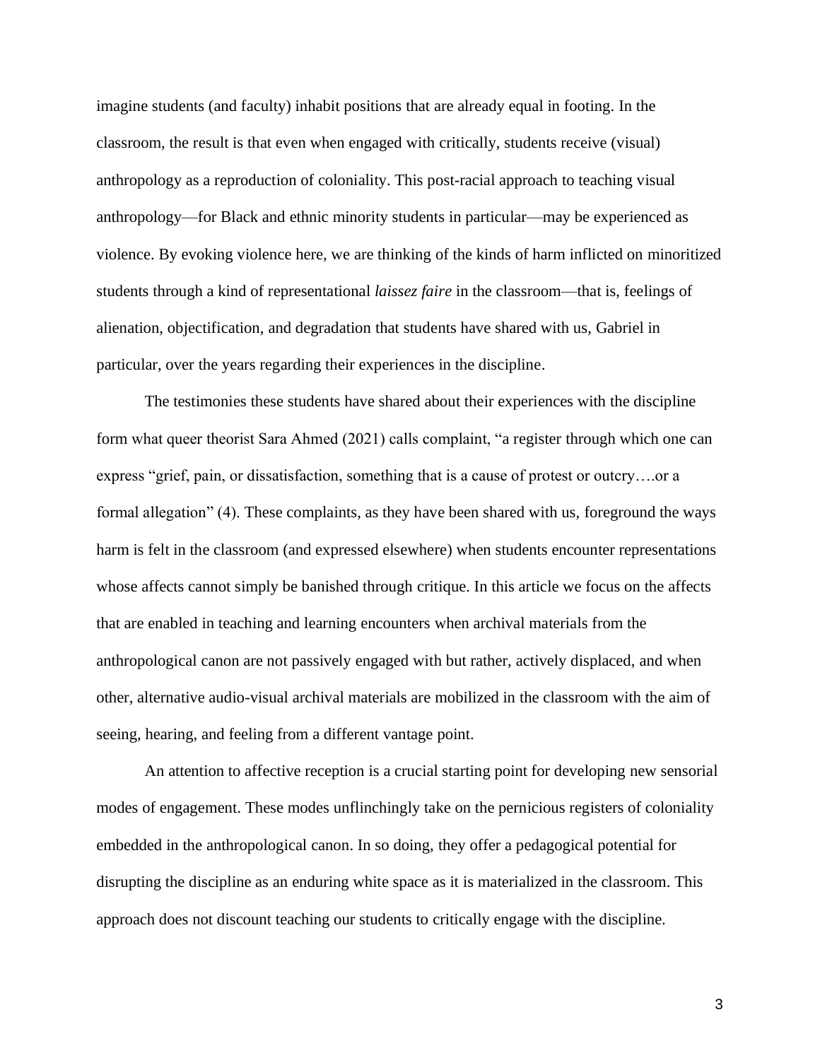imagine students (and faculty) inhabit positions that are already equal in footing. In the classroom, the result is that even when engaged with critically, students receive (visual) anthropology as a reproduction of coloniality. This post-racial approach to teaching visual anthropology—for Black and ethnic minority students in particular—may be experienced as violence. By evoking violence here, we are thinking of the kinds of harm inflicted on minoritized students through a kind of representational *laissez faire* in the classroom—that is, feelings of alienation, objectification, and degradation that students have shared with us, Gabriel in particular, over the years regarding their experiences in the discipline.

The testimonies these students have shared about their experiences with the discipline form what queer theorist Sara Ahmed (2021) calls complaint, "a register through which one can express "grief, pain, or dissatisfaction, something that is a cause of protest or outcry….or a formal allegation" (4). These complaints, as they have been shared with us, foreground the ways harm is felt in the classroom (and expressed elsewhere) when students encounter representations whose affects cannot simply be banished through critique. In this article we focus on the affects that are enabled in teaching and learning encounters when archival materials from the anthropological canon are not passively engaged with but rather, actively displaced, and when other, alternative audio-visual archival materials are mobilized in the classroom with the aim of seeing, hearing, and feeling from a different vantage point.

An attention to affective reception is a crucial starting point for developing new sensorial modes of engagement. These modes unflinchingly take on the pernicious registers of coloniality embedded in the anthropological canon. In so doing, they offer a pedagogical potential for disrupting the discipline as an enduring white space as it is materialized in the classroom. This approach does not discount teaching our students to critically engage with the discipline.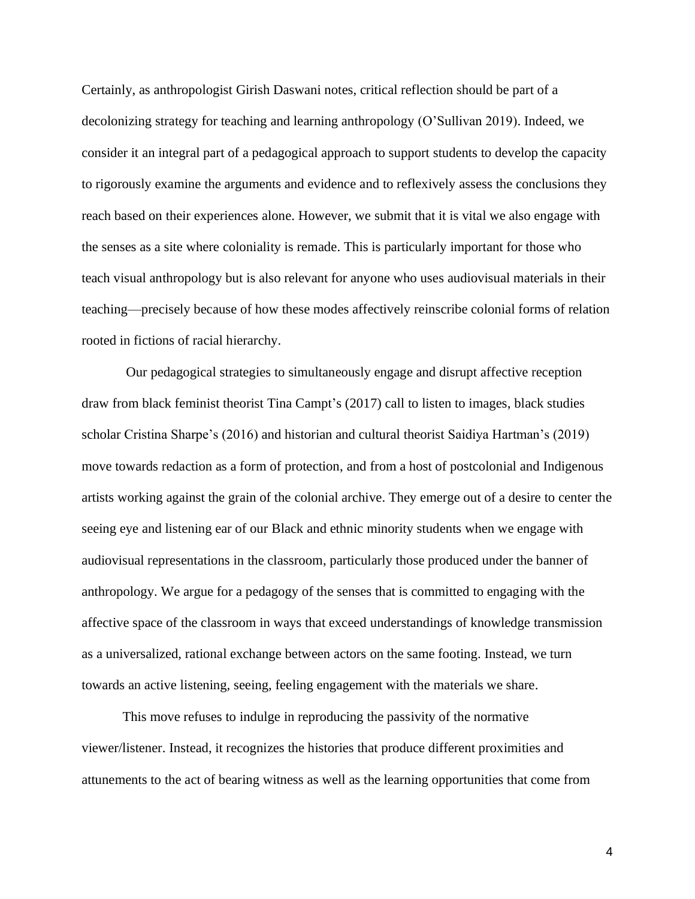Certainly, as anthropologist Girish Daswani notes, critical reflection should be part of a decolonizing strategy for teaching and learning anthropology (O'Sullivan 2019). Indeed, we consider it an integral part of a pedagogical approach to support students to develop the capacity to rigorously examine the arguments and evidence and to reflexively assess the conclusions they reach based on their experiences alone. However, we submit that it is vital we also engage with the senses as a site where coloniality is remade. This is particularly important for those who teach visual anthropology but is also relevant for anyone who uses audiovisual materials in their teaching—precisely because of how these modes affectively reinscribe colonial forms of relation rooted in fictions of racial hierarchy.

Our pedagogical strategies to simultaneously engage and disrupt affective reception draw from black feminist theorist Tina Campt's (2017) call to listen to images, black studies scholar Cristina Sharpe's (2016) and historian and cultural theorist Saidiya Hartman's (2019) move towards redaction as a form of protection, and from a host of postcolonial and Indigenous artists working against the grain of the colonial archive. They emerge out of a desire to center the seeing eye and listening ear of our Black and ethnic minority students when we engage with audiovisual representations in the classroom, particularly those produced under the banner of anthropology. We argue for a pedagogy of the senses that is committed to engaging with the affective space of the classroom in ways that exceed understandings of knowledge transmission as a universalized, rational exchange between actors on the same footing. Instead, we turn towards an active listening, seeing, feeling engagement with the materials we share.

This move refuses to indulge in reproducing the passivity of the normative viewer/listener. Instead, it recognizes the histories that produce different proximities and attunements to the act of bearing witness as well as the learning opportunities that come from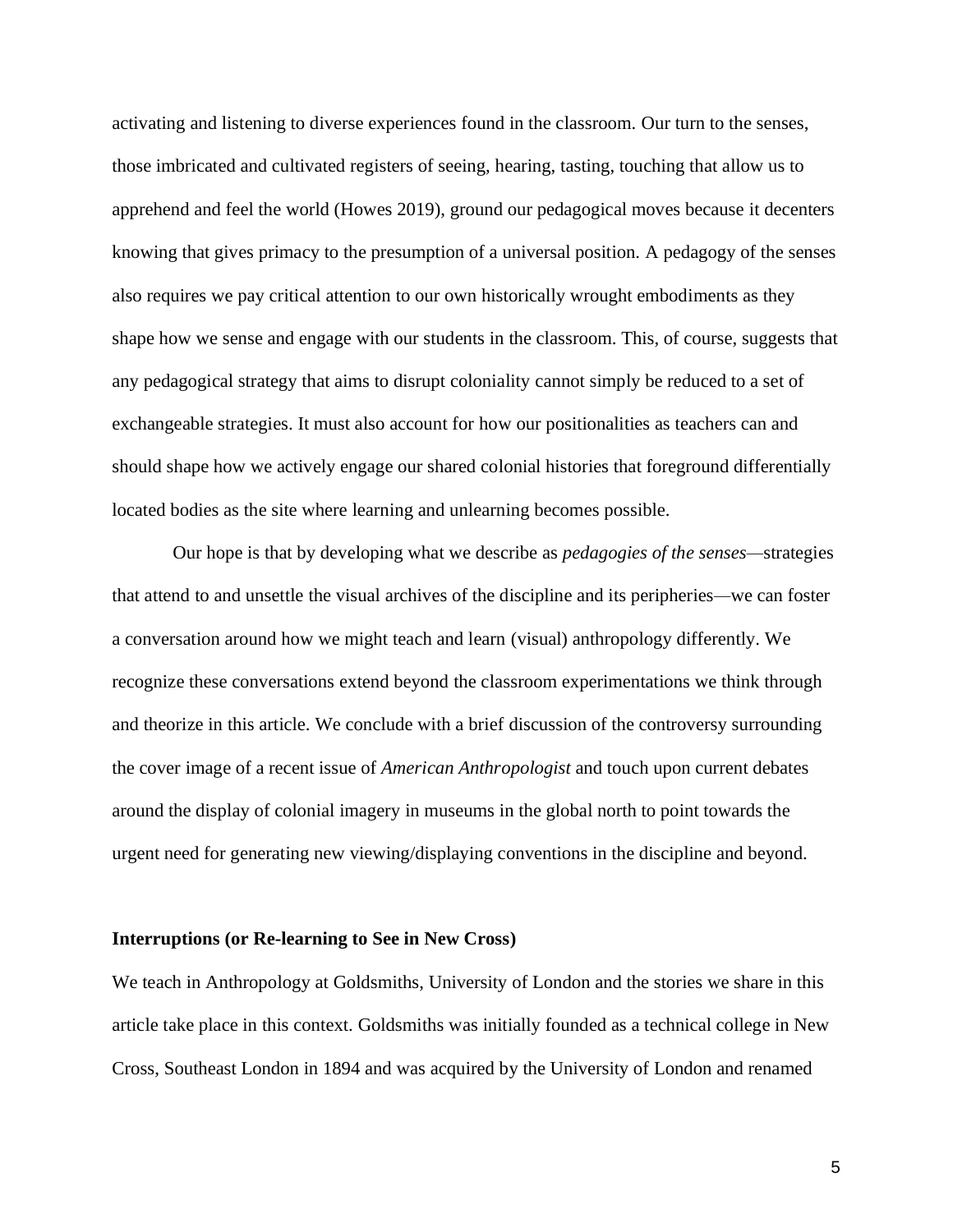activating and listening to diverse experiences found in the classroom. Our turn to the senses, those imbricated and cultivated registers of seeing, hearing, tasting, touching that allow us to apprehend and feel the world (Howes 2019), ground our pedagogical moves because it decenters knowing that gives primacy to the presumption of a universal position. A pedagogy of the senses also requires we pay critical attention to our own historically wrought embodiments as they shape how we sense and engage with our students in the classroom. This, of course, suggests that any pedagogical strategy that aims to disrupt coloniality cannot simply be reduced to a set of exchangeable strategies. It must also account for how our positionalities as teachers can and should shape how we actively engage our shared colonial histories that foreground differentially located bodies as the site where learning and unlearning becomes possible.

Our hope is that by developing what we describe as *pedagogies of the senses*—strategies that attend to and unsettle the visual archives of the discipline and its peripheries—we can foster a conversation around how we might teach and learn (visual) anthropology differently. We recognize these conversations extend beyond the classroom experimentations we think through and theorize in this article. We conclude with a brief discussion of the controversy surrounding the cover image of a recent issue of *American Anthropologist* and touch upon current debates around the display of colonial imagery in museums in the global north to point towards the urgent need for generating new viewing/displaying conventions in the discipline and beyond.

**Interruptions (or Re-learning to See in New Cross)**

We teach in Anthropology at Goldsmiths, University of London and the stories we share in this article take place in this context. Goldsmiths was initially founded as a technical college in New Cross, Southeast London in 1894 and was acquired by the University of London and renamed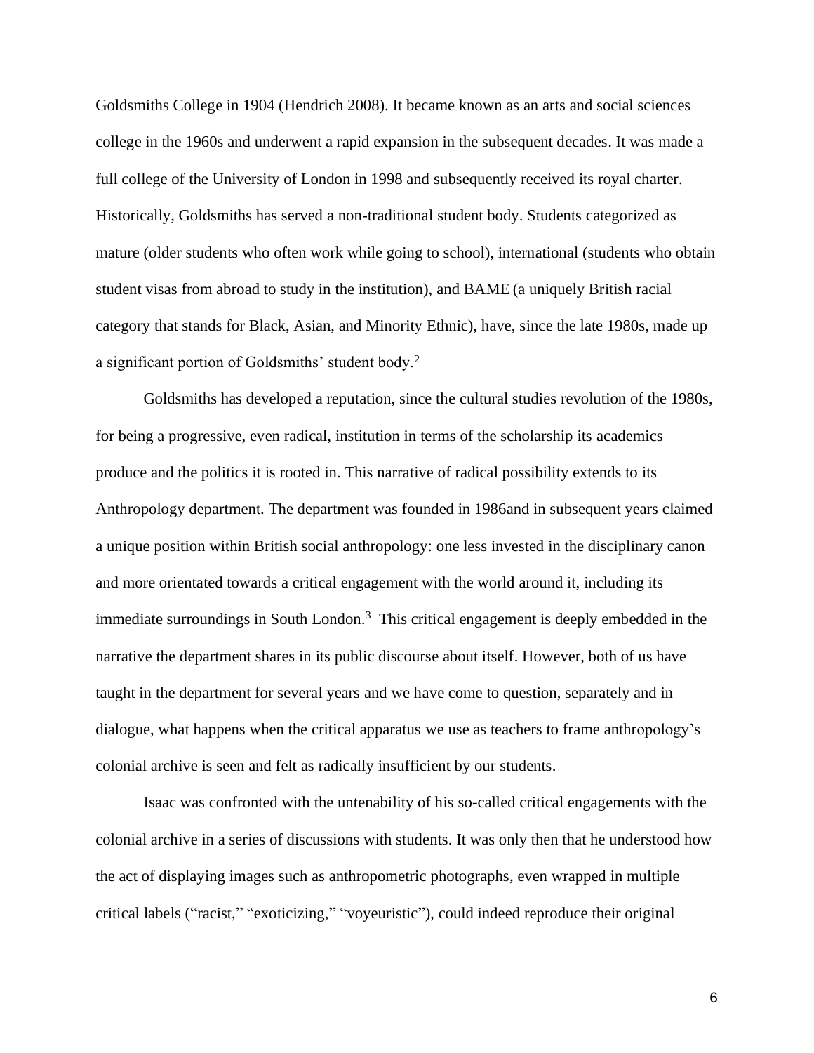Goldsmiths College in 1904 (Hendrich 2008). It became known as an arts and social sciences college in the 1960s and underwent a rapid expansion in the subsequent decades. It was made a full college of the University of London in 1998 and subsequently received its royal charter. Historically, Goldsmiths has served a non-traditional student body. Students categorized as mature (older students who often work while going to school), international (students who obtain student visas from abroad to study in the institution), and BAME (a uniquely British racial category that stands for Black, Asian, and Minority Ethnic), have, since the late 1980s, made up a significant portion of Goldsmiths' student body.[2]

Goldsmiths has developed a reputation, since the cultural studies revolution of the 1980s, for being a progressive, even radical, institution in terms of the scholarship its academics produce and the politics it is rooted in. This narrative of radical possibility extends to its Anthropology department. The department was founded in 1986and in subsequent years claimed a unique position within British social anthropology: one less invested in the disciplinary canon and more orientated towards a critical engagement with the world around it, including its immediate surroundings in South London.[3] This critical engagement is deeply embedded in the narrative the department shares in its public discourse about itself. However, both of us have taught in the department for several years and we have come to question, separately and in dialogue, what happens when the critical apparatus we use as teachers to frame anthropology's colonial archive is seen and felt as radically insufficient by our students.

Isaac was confronted with the untenability of his so-called critical engagements with the colonial archive in a series of discussions with students. It was only then that he understood how the act of displaying images such as anthropometric photographs, even wrapped in multiple critical labels ("racist," "exoticizing," "voyeuristic"), could indeed reproduce their original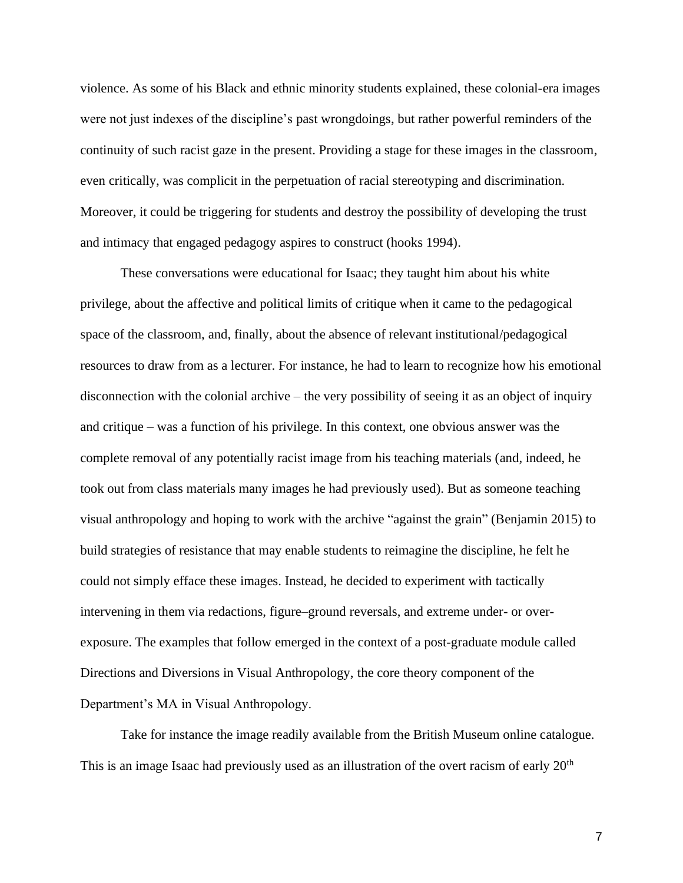violence. As some of his Black and ethnic minority students explained, these colonial-era images were not just indexes of the discipline's past wrongdoings, but rather powerful reminders of the continuity of such racist gaze in the present. Providing a stage for these images in the classroom, even critically, was complicit in the perpetuation of racial stereotyping and discrimination. Moreover, it could be triggering for students and destroy the possibility of developing the trust and intimacy that engaged pedagogy aspires to construct (hooks 1994).

These conversations were educational for Isaac; they taught him about his white privilege, about the affective and political limits of critique when it came to the pedagogical space of the classroom, and, finally, about the absence of relevant institutional/pedagogical resources to draw from as a lecturer. For instance, he had to learn to recognize how his emotional disconnection with the colonial archive – the very possibility of seeing it as an object of inquiry and critique – was a function of his privilege. In this context, one obvious answer was the complete removal of any potentially racist image from his teaching materials (and, indeed, he took out from class materials many images he had previously used). But as someone teaching visual anthropology and hoping to work with the archive "against the grain" (Benjamin 2015) to build strategies of resistance that may enable students to reimagine the discipline, he felt he could not simply efface these images. Instead, he decided to experiment with tactically intervening in them via redactions, figure–ground reversals, and extreme under- or over-exposure. The examples that follow emerged in the context of a post-graduate module called Directions and Diversions in Visual Anthropology, the core theory component of the Department's MA in Visual Anthropology.

Take for instance the image readily available from the British Museum online catalogue. This is an image Isaac had previously used as an illustration of the overt racism of early 20th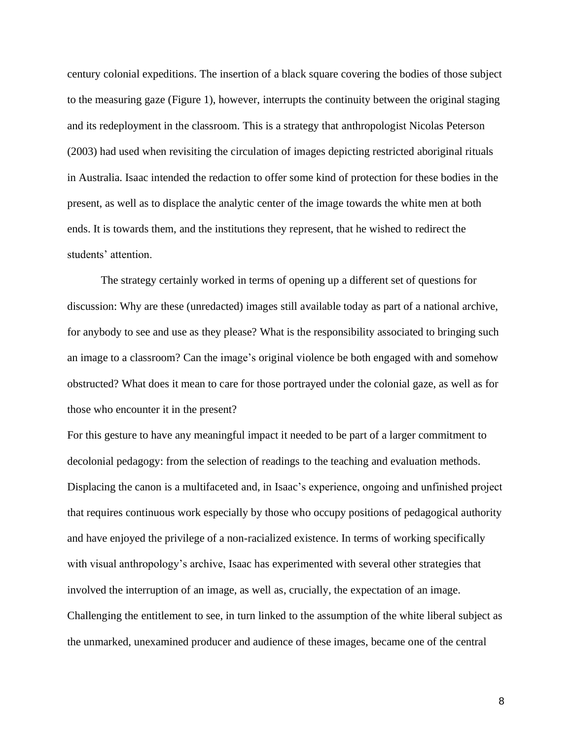century colonial expeditions. The insertion of a black square covering the bodies of those subject to the measuring gaze (Figure 1), however, interrupts the continuity between the original staging and its redeployment in the classroom. This is a strategy that anthropologist Nicolas Peterson (2003) had used when revisiting the circulation of images depicting restricted aboriginal rituals in Australia. Isaac intended the redaction to offer some kind of protection for these bodies in the present, as well as to displace the analytic center of the image towards the white men at both ends. It is towards them, and the institutions they represent, that he wished to redirect the students' attention.

The strategy certainly worked in terms of opening up a different set of questions for discussion: Why are these (unredacted) images still available today as part of a national archive, for anybody to see and use as they please? What is the responsibility associated to bringing such an image to a classroom? Can the image's original violence be both engaged with and somehow obstructed? What does it mean to care for those portrayed under the colonial gaze, as well as for those who encounter it in the present?

For this gesture to have any meaningful impact it needed to be part of a larger commitment to decolonial pedagogy: from the selection of readings to the teaching and evaluation methods. Displacing the canon is a multifaceted and, in Isaac's experience, ongoing and unfinished project that requires continuous work especially by those who occupy positions of pedagogical authority and have enjoyed the privilege of a non-racialized existence. In terms of working specifically with visual anthropology's archive, Isaac has experimented with several other strategies that involved the interruption of an image, as well as, crucially, the expectation of an image. Challenging the entitlement to see, in turn linked to the assumption of the white liberal subject as the unmarked, unexamined producer and audience of these images, became one of the central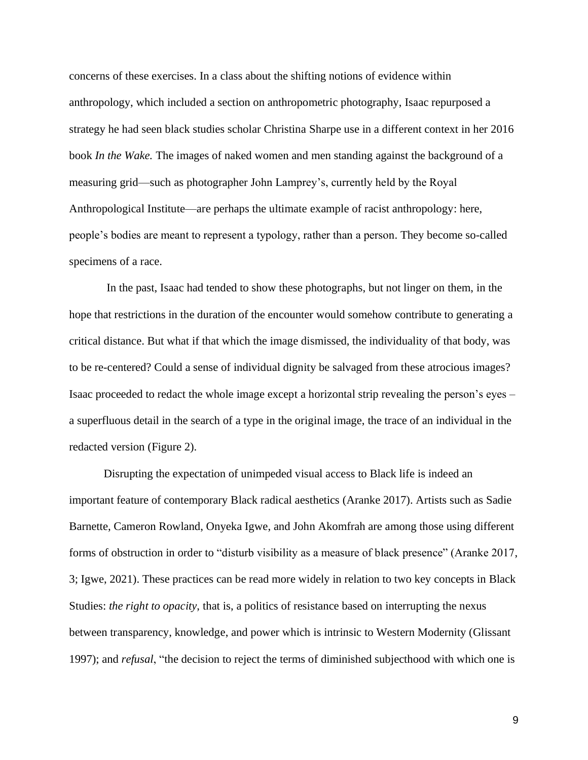concerns of these exercises. In a class about the shifting notions of evidence within anthropology, which included a section on anthropometric photography, Isaac repurposed a strategy he had seen black studies scholar Christina Sharpe use in a different context in her 2016 book *In the Wake.* The images of naked women and men standing against the background of a measuring grid—such as photographer John Lamprey's, currently held by the Royal Anthropological Institute—are perhaps the ultimate example of racist anthropology: here, people's bodies are meant to represent a typology, rather than a person. They become so-called specimens of a race.

In the past, Isaac had tended to show these photographs, but not linger on them, in the hope that restrictions in the duration of the encounter would somehow contribute to generating a critical distance. But what if that which the image dismissed, the individuality of that body, was to be re-centered? Could a sense of individual dignity be salvaged from these atrocious images? Isaac proceeded to redact the whole image except a horizontal strip revealing the person's eyes – a superfluous detail in the search of a type in the original image, the trace of an individual in the redacted version (Figure 2).

Disrupting the expectation of unimpeded visual access to Black life is indeed an important feature of contemporary Black radical aesthetics (Aranke 2017). Artists such as Sadie Barnette, Cameron Rowland, Onyeka Igwe, and John Akomfrah are among those using different forms of obstruction in order to "disturb visibility as a measure of black presence" (Aranke 2017, 3; Igwe, 2021). These practices can be read more widely in relation to two key concepts in Black Studies: *the right to opacity*, that is, a politics of resistance based on interrupting the nexus between transparency, knowledge, and power which is intrinsic to Western Modernity (Glissant 1997); and *refusal*, "the decision to reject the terms of diminished subjecthood with which one is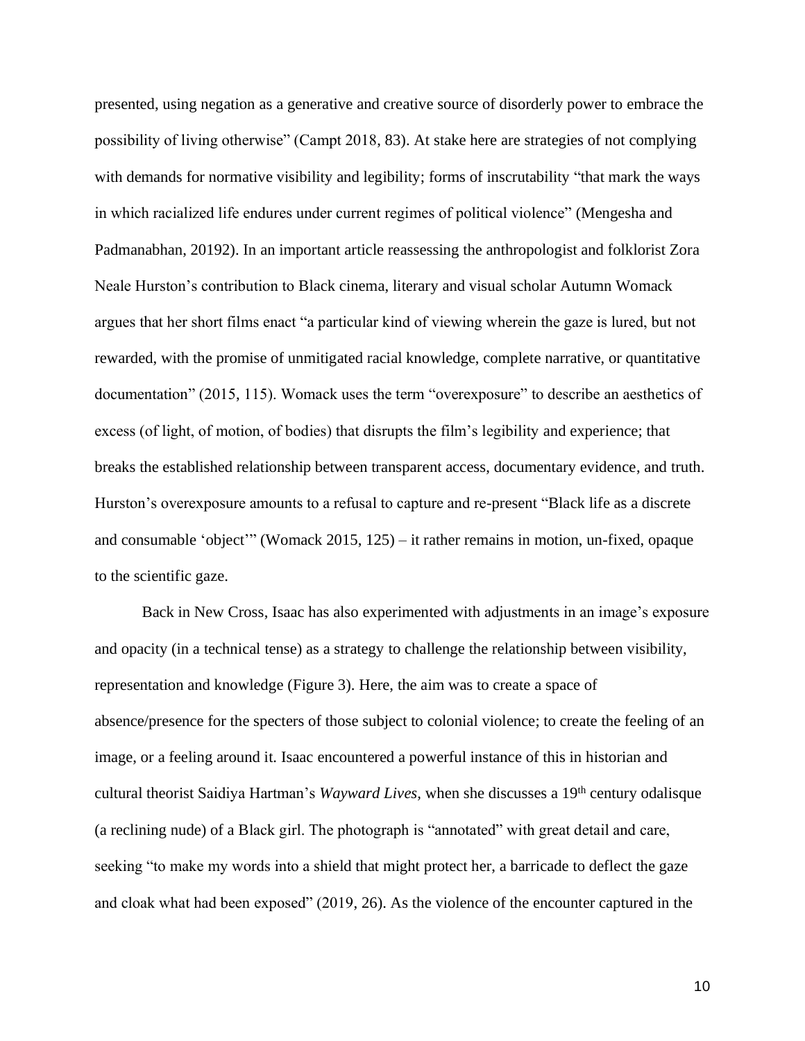presented, using negation as a generative and creative source of disorderly power to embrace the possibility of living otherwise" (Campt 2018, 83). At stake here are strategies of not complying with demands for normative visibility and legibility; forms of inscrutability "that mark the ways in which racialized life endures under current regimes of political violence" (Mengesha and Padmanabhan, 20192). In an important article reassessing the anthropologist and folklorist Zora Neale Hurston's contribution to Black cinema, literary and visual scholar Autumn Womack argues that her short films enact "a particular kind of viewing wherein the gaze is lured, but not rewarded, with the promise of unmitigated racial knowledge, complete narrative, or quantitative documentation" (2015, 115). Womack uses the term "overexposure" to describe an aesthetics of excess (of light, of motion, of bodies) that disrupts the film's legibility and experience; that breaks the established relationship between transparent access, documentary evidence, and truth. Hurston's overexposure amounts to a refusal to capture and re-present "Black life as a discrete and consumable 'object'" (Womack 2015, 125) – it rather remains in motion, un-fixed, opaque to the scientific gaze.

Back in New Cross, Isaac has also experimented with adjustments in an image's exposure and opacity (in a technical tense) as a strategy to challenge the relationship between visibility, representation and knowledge (Figure 3). Here, the aim was to create a space of absence/presence for the specters of those subject to colonial violence; to create the feeling of an image, or a feeling around it. Isaac encountered a powerful instance of this in historian and cultural theorist Saidiya Hartman's *Wayward Lives,* when she discusses a 19th century odalisque (a reclining nude) of a Black girl. The photograph is "annotated" with great detail and care, seeking "to make my words into a shield that might protect her, a barricade to deflect the gaze and cloak what had been exposed" (2019, 26). As the violence of the encounter captured in the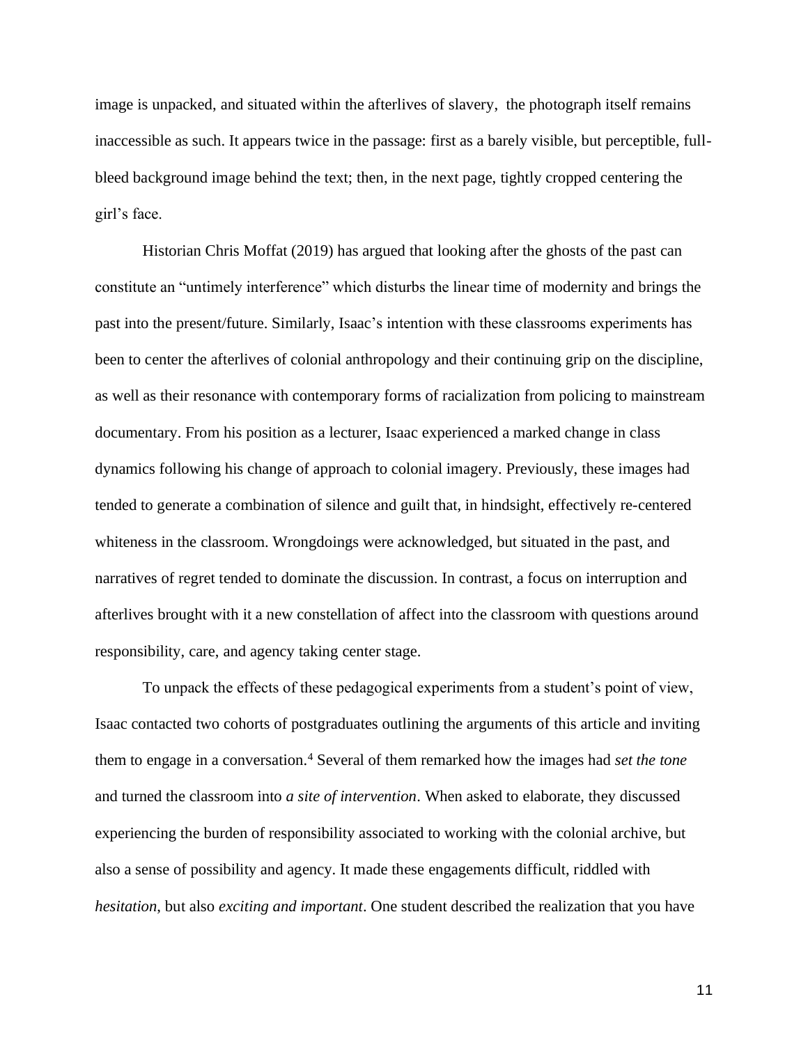image is unpacked, and situated within the afterlives of slavery, the photograph itself remains inaccessible as such. It appears twice in the passage: first as a barely visible, but perceptible, full-bleed background image behind the text; then, in the next page, tightly cropped centering the girl's face.

Historian Chris Moffat (2019) has argued that looking after the ghosts of the past can constitute an "untimely interference" which disturbs the linear time of modernity and brings the past into the present/future. Similarly, Isaac's intention with these classrooms experiments has been to center the afterlives of colonial anthropology and their continuing grip on the discipline, as well as their resonance with contemporary forms of racialization from policing to mainstream documentary. From his position as a lecturer, Isaac experienced a marked change in class dynamics following his change of approach to colonial imagery. Previously, these images had tended to generate a combination of silence and guilt that, in hindsight, effectively re-centered whiteness in the classroom. Wrongdoings were acknowledged, but situated in the past, and narratives of regret tended to dominate the discussion. In contrast, a focus on interruption and afterlives brought with it a new constellation of affect into the classroom with questions around responsibility, care, and agency taking center stage.

To unpack the effects of these pedagogical experiments from a student's point of view, Isaac contacted two cohorts of postgraduates outlining the arguments of this article and inviting them to engage in a conversation.[4] Several of them remarked how the images had *set the tone* and turned the classroom into *a site of intervention*. When asked to elaborate, they discussed experiencing the burden of responsibility associated to working with the colonial archive, but also a sense of possibility and agency. It made these engagements difficult, riddled with *hesitation*, but also *exciting and important*. One student described the realization that you have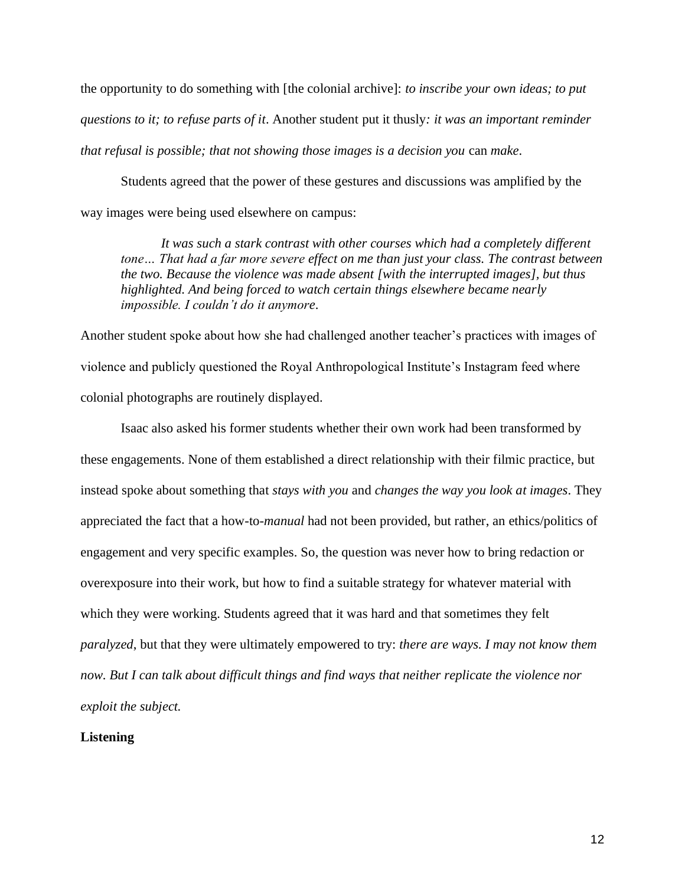the opportunity to do something with [the colonial archive]: *to inscribe your own ideas; to put questions to it; to refuse parts of it*. Another student put it thusly*: it was an important reminder that refusal is possible; that not showing those images is a decision you* can *make*.

Students agreed that the power of these gestures and discussions was amplified by the way images were being used elsewhere on campus:

> *It was such a stark contrast with other courses which had a completely different tone… That had a far more severe effect on me than just your class. The contrast between the two. Because the violence was made absent [with the interrupted images], but thus highlighted. And being forced to watch certain things elsewhere became nearly impossible. I couldn't do it anymore*.

Another student spoke about how she had challenged another teacher's practices with images of violence and publicly questioned the Royal Anthropological Institute's Instagram feed where colonial photographs are routinely displayed.

Isaac also asked his former students whether their own work had been transformed by these engagements. None of them established a direct relationship with their filmic practice, but instead spoke about something that *stays with you* and *changes the way you look at images*. They appreciated the fact that a how-to-*manual* had not been provided, but rather, an ethics/politics of engagement and very specific examples. So, the question was never how to bring redaction or overexposure into their work, but how to find a suitable strategy for whatever material with which they were working. Students agreed that it was hard and that sometimes they felt *paralyzed*, but that they were ultimately empowered to try: *there are ways. I may not know them now. But I can talk about difficult things and find ways that neither replicate the violence nor exploit the subject.*

**Listening**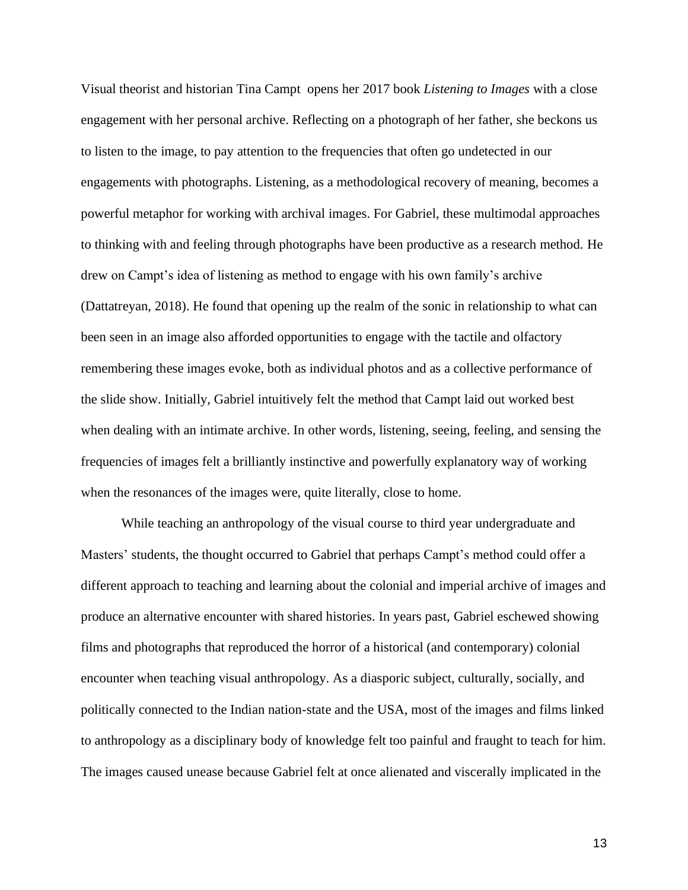Visual theorist and historian Tina Campt opens her 2017 book *Listening to Images* with a close engagement with her personal archive. Reflecting on a photograph of her father, she beckons us to listen to the image, to pay attention to the frequencies that often go undetected in our engagements with photographs. Listening, as a methodological recovery of meaning, becomes a powerful metaphor for working with archival images. For Gabriel, these multimodal approaches to thinking with and feeling through photographs have been productive as a research method. He drew on Campt's idea of listening as method to engage with his own family's archive (Dattatreyan, 2018). He found that opening up the realm of the sonic in relationship to what can been seen in an image also afforded opportunities to engage with the tactile and olfactory remembering these images evoke, both as individual photos and as a collective performance of the slide show. Initially, Gabriel intuitively felt the method that Campt laid out worked best when dealing with an intimate archive. In other words, listening, seeing, feeling, and sensing the frequencies of images felt a brilliantly instinctive and powerfully explanatory way of working when the resonances of the images were, quite literally, close to home.

While teaching an anthropology of the visual course to third year undergraduate and Masters' students, the thought occurred to Gabriel that perhaps Campt's method could offer a different approach to teaching and learning about the colonial and imperial archive of images and produce an alternative encounter with shared histories. In years past, Gabriel eschewed showing films and photographs that reproduced the horror of a historical (and contemporary) colonial encounter when teaching visual anthropology. As a diasporic subject, culturally, socially, and politically connected to the Indian nation-state and the USA, most of the images and films linked to anthropology as a disciplinary body of knowledge felt too painful and fraught to teach for him. The images caused unease because Gabriel felt at once alienated and viscerally implicated in the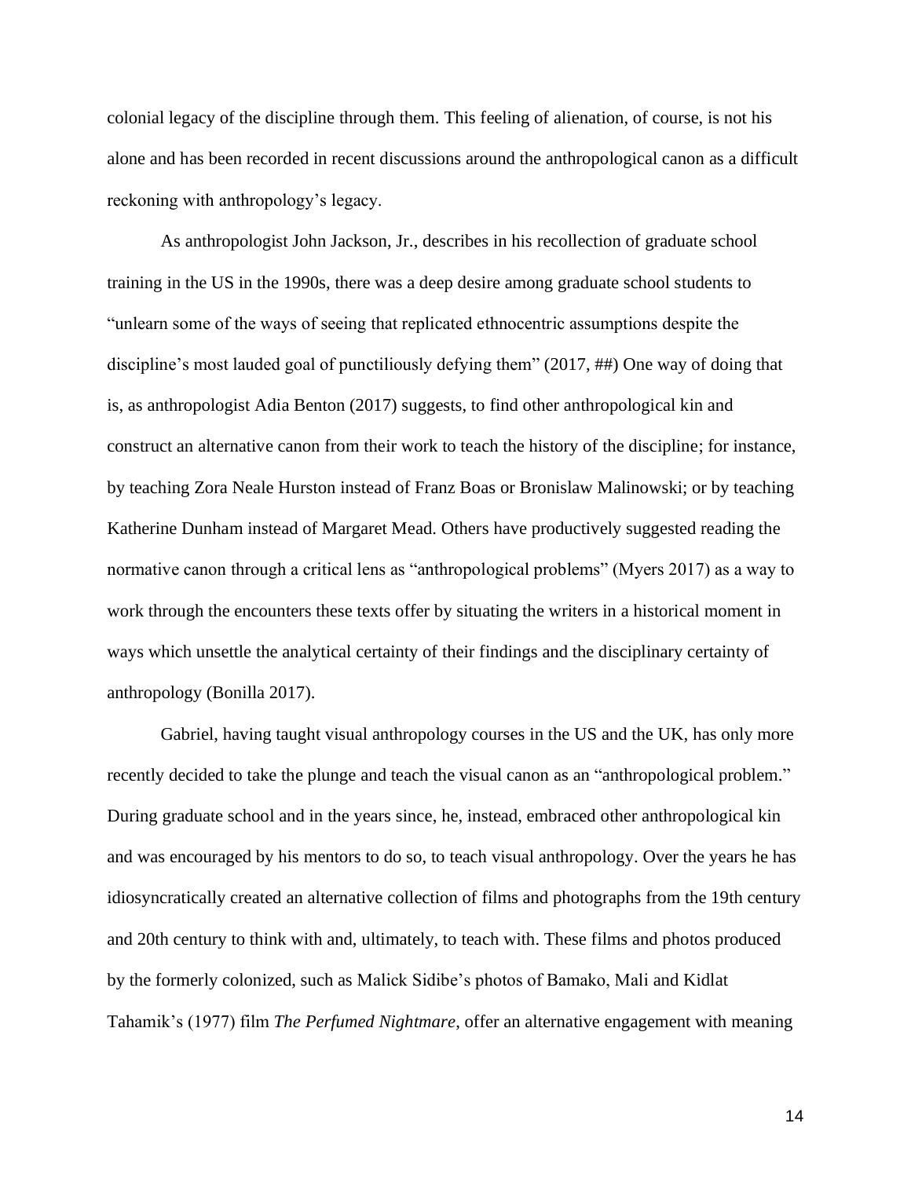colonial legacy of the discipline through them. This feeling of alienation, of course, is not his alone and has been recorded in recent discussions around the anthropological canon as a difficult reckoning with anthropology's legacy.

As anthropologist John Jackson, Jr., describes in his recollection of graduate school training in the US in the 1990s, there was a deep desire among graduate school students to "unlearn some of the ways of seeing that replicated ethnocentric assumptions despite the discipline's most lauded goal of punctiliously defying them" (2017, ##) One way of doing that is, as anthropologist Adia Benton (2017) suggests, to find other anthropological kin and construct an alternative canon from their work to teach the history of the discipline; for instance, by teaching Zora Neale Hurston instead of Franz Boas or Bronislaw Malinowski; or by teaching Katherine Dunham instead of Margaret Mead. Others have productively suggested reading the normative canon through a critical lens as "anthropological problems" (Myers 2017) as a way to work through the encounters these texts offer by situating the writers in a historical moment in ways which unsettle the analytical certainty of their findings and the disciplinary certainty of anthropology (Bonilla 2017).

Gabriel, having taught visual anthropology courses in the US and the UK, has only more recently decided to take the plunge and teach the visual canon as an "anthropological problem." During graduate school and in the years since, he, instead, embraced other anthropological kin and was encouraged by his mentors to do so, to teach visual anthropology. Over the years he has idiosyncratically created an alternative collection of films and photographs from the 19th century and 20th century to think with and, ultimately, to teach with. These films and photos produced by the formerly colonized, such as Malick Sidibe's photos of Bamako, Mali and Kidlat Tahamik's (1977) film *The Perfumed Nightmare*, offer an alternative engagement with meaning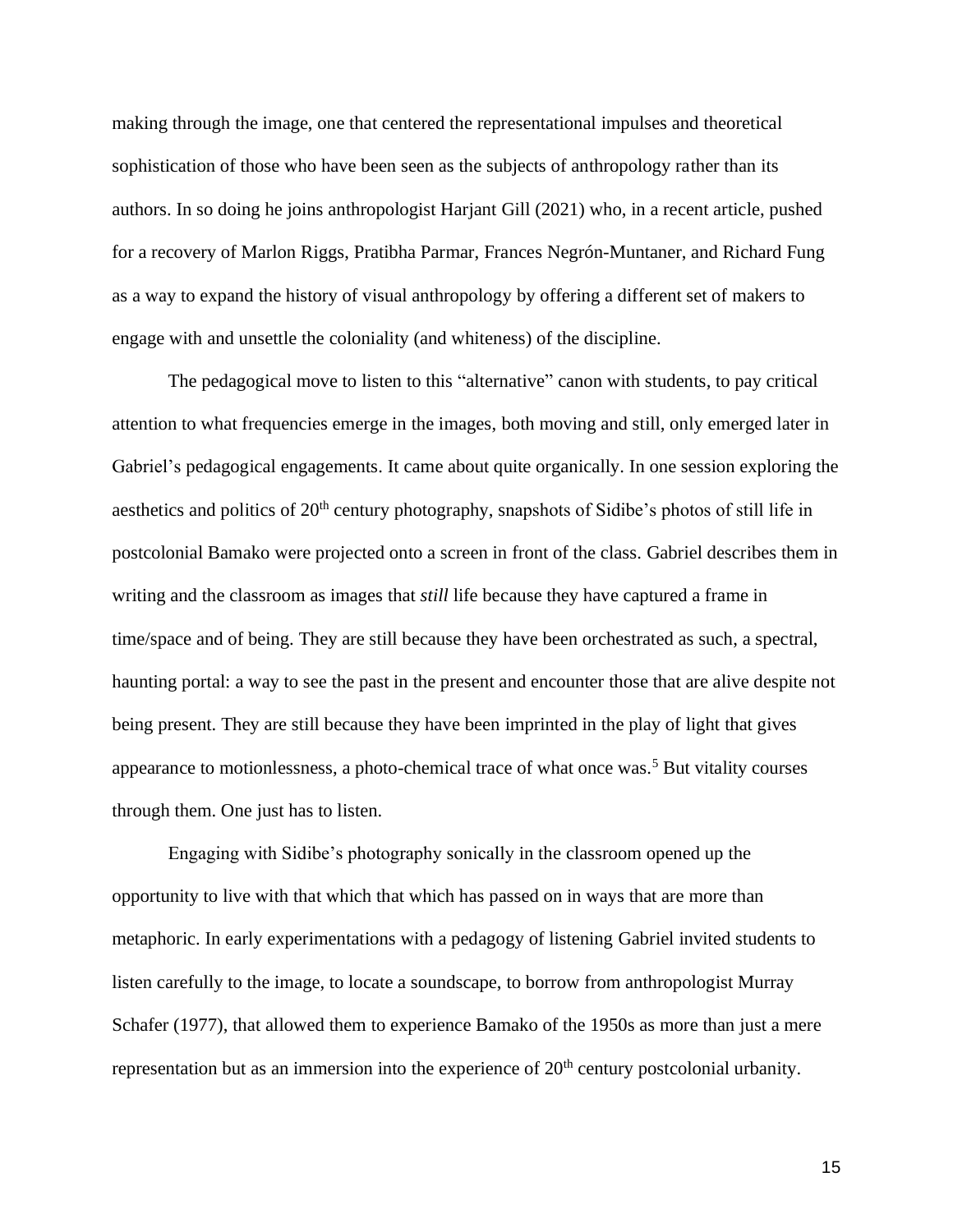making through the image, one that centered the representational impulses and theoretical sophistication of those who have been seen as the subjects of anthropology rather than its authors. In so doing he joins anthropologist Harjant Gill (2021) who, in a recent article, pushed for a recovery of Marlon Riggs, Pratibha Parmar, Frances Negrón-Muntaner, and Richard Fung as a way to expand the history of visual anthropology by offering a different set of makers to engage with and unsettle the coloniality (and whiteness) of the discipline.

The pedagogical move to listen to this "alternative" canon with students, to pay critical attention to what frequencies emerge in the images, both moving and still, only emerged later in Gabriel's pedagogical engagements. It came about quite organically. In one session exploring the aesthetics and politics of 20th century photography, snapshots of Sidibe's photos of still life in postcolonial Bamako were projected onto a screen in front of the class. Gabriel describes them in writing and the classroom as images that *still* life because they have captured a frame in time/space and of being. They are still because they have been orchestrated as such, a spectral, haunting portal: a way to see the past in the present and encounter those that are alive despite not being present. They are still because they have been imprinted in the play of light that gives appearance to motionlessness, a photo-chemical trace of what once was.[5] But vitality courses through them. One just has to listen.

Engaging with Sidibe's photography sonically in the classroom opened up the opportunity to live with that which that which has passed on in ways that are more than metaphoric. In early experimentations with a pedagogy of listening Gabriel invited students to listen carefully to the image, to locate a soundscape, to borrow from anthropologist Murray Schafer (1977), that allowed them to experience Bamako of the 1950s as more than just a mere representation but as an immersion into the experience of 20th century postcolonial urbanity.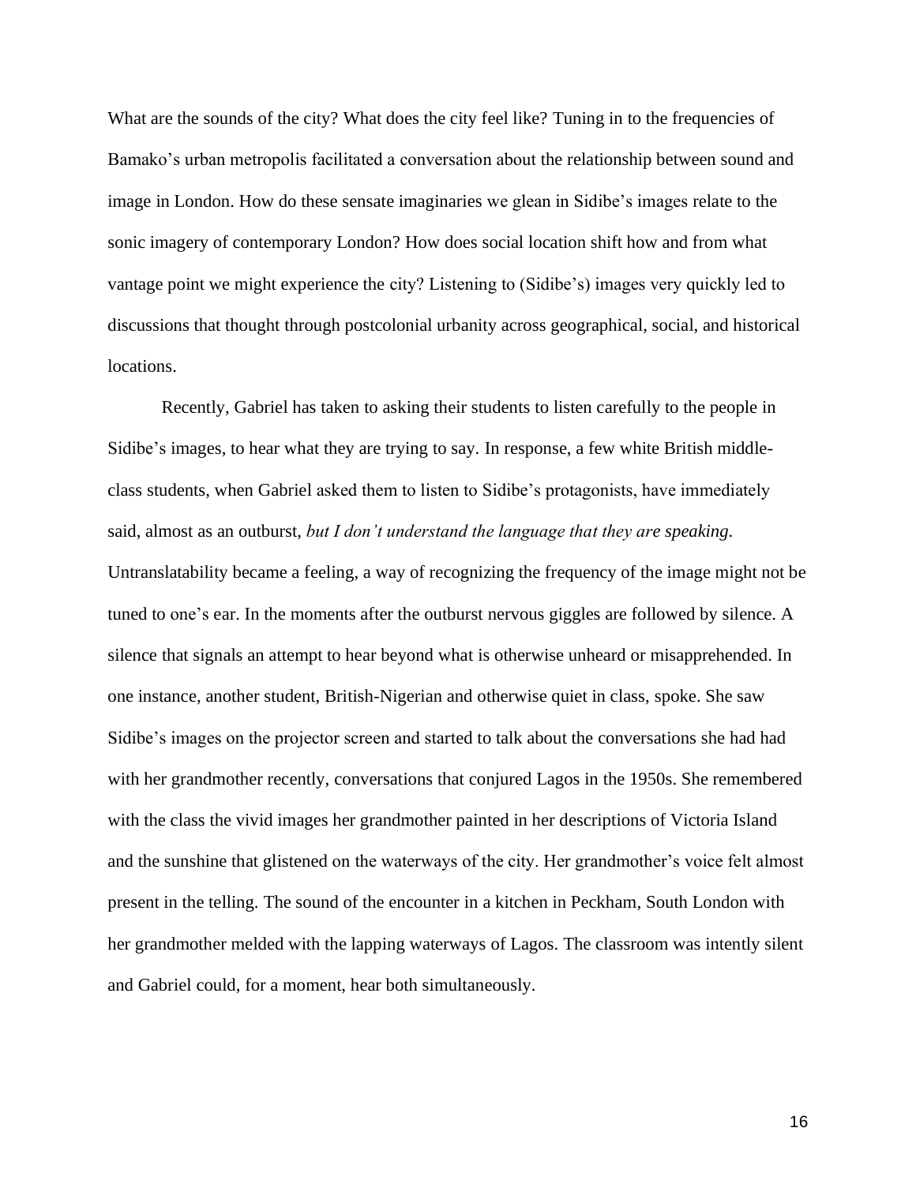What are the sounds of the city? What does the city feel like? Tuning in to the frequencies of Bamako's urban metropolis facilitated a conversation about the relationship between sound and image in London. How do these sensate imaginaries we glean in Sidibe's images relate to the sonic imagery of contemporary London? How does social location shift how and from what vantage point we might experience the city? Listening to (Sidibe's) images very quickly led to discussions that thought through postcolonial urbanity across geographical, social, and historical locations.

Recently, Gabriel has taken to asking their students to listen carefully to the people in Sidibe's images, to hear what they are trying to say. In response, a few white British middle-class students, when Gabriel asked them to listen to Sidibe's protagonists, have immediately said, almost as an outburst, *but I don't understand the language that they are speaking*. Untranslatability became a feeling, a way of recognizing the frequency of the image might not be tuned to one's ear. In the moments after the outburst nervous giggles are followed by silence. A silence that signals an attempt to hear beyond what is otherwise unheard or misapprehended. In one instance, another student, British-Nigerian and otherwise quiet in class, spoke. She saw Sidibe's images on the projector screen and started to talk about the conversations she had had with her grandmother recently, conversations that conjured Lagos in the 1950s. She remembered with the class the vivid images her grandmother painted in her descriptions of Victoria Island and the sunshine that glistened on the waterways of the city. Her grandmother's voice felt almost present in the telling. The sound of the encounter in a kitchen in Peckham, South London with her grandmother melded with the lapping waterways of Lagos. The classroom was intently silent and Gabriel could, for a moment, hear both simultaneously.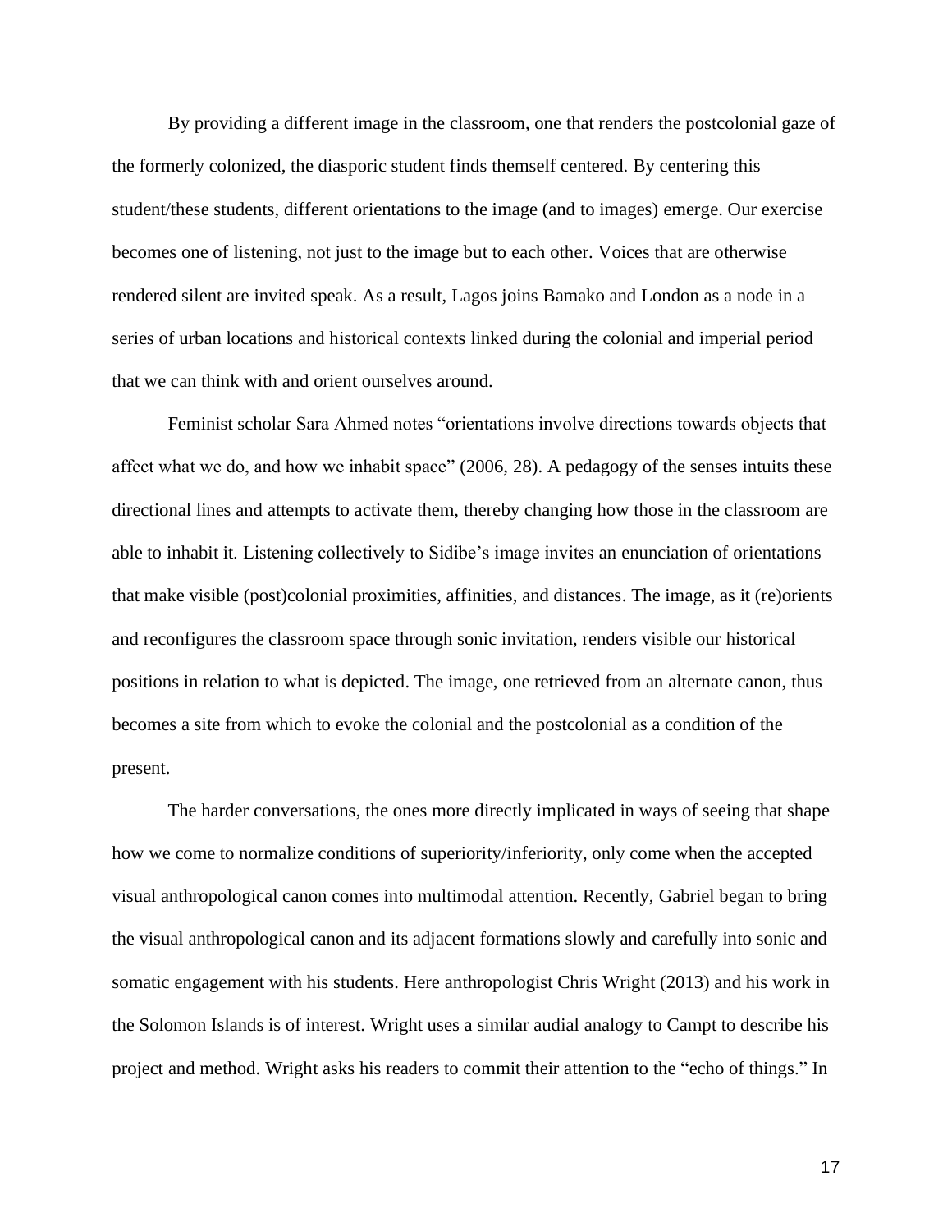By providing a different image in the classroom, one that renders the postcolonial gaze of the formerly colonized, the diasporic student finds themself centered. By centering this student/these students, different orientations to the image (and to images) emerge. Our exercise becomes one of listening, not just to the image but to each other. Voices that are otherwise rendered silent are invited speak. As a result, Lagos joins Bamako and London as a node in a series of urban locations and historical contexts linked during the colonial and imperial period that we can think with and orient ourselves around.

Feminist scholar Sara Ahmed notes "orientations involve directions towards objects that affect what we do, and how we inhabit space" (2006, 28). A pedagogy of the senses intuits these directional lines and attempts to activate them, thereby changing how those in the classroom are able to inhabit it. Listening collectively to Sidibe's image invites an enunciation of orientations that make visible (post)colonial proximities, affinities, and distances. The image, as it (re)orients and reconfigures the classroom space through sonic invitation, renders visible our historical positions in relation to what is depicted. The image, one retrieved from an alternate canon, thus becomes a site from which to evoke the colonial and the postcolonial as a condition of the present.

The harder conversations, the ones more directly implicated in ways of seeing that shape how we come to normalize conditions of superiority/inferiority, only come when the accepted visual anthropological canon comes into multimodal attention. Recently, Gabriel began to bring the visual anthropological canon and its adjacent formations slowly and carefully into sonic and somatic engagement with his students. Here anthropologist Chris Wright (2013) and his work in the Solomon Islands is of interest. Wright uses a similar audial analogy to Campt to describe his project and method. Wright asks his readers to commit their attention to the "echo of things." In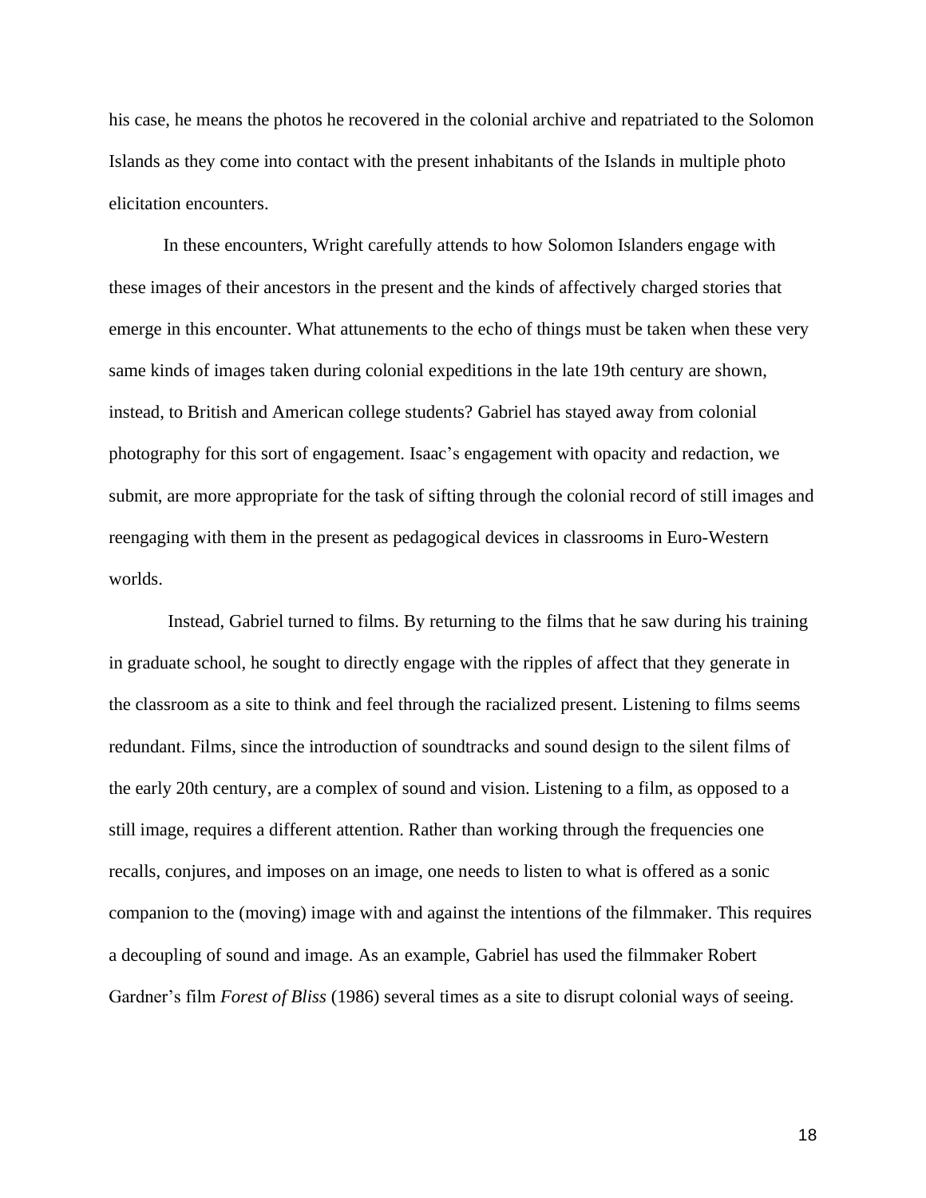his case, he means the photos he recovered in the colonial archive and repatriated to the Solomon Islands as they come into contact with the present inhabitants of the Islands in multiple photo elicitation encounters.

In these encounters, Wright carefully attends to how Solomon Islanders engage with these images of their ancestors in the present and the kinds of affectively charged stories that emerge in this encounter. What attunements to the echo of things must be taken when these very same kinds of images taken during colonial expeditions in the late 19th century are shown, instead, to British and American college students? Gabriel has stayed away from colonial photography for this sort of engagement. Isaac's engagement with opacity and redaction, we submit, are more appropriate for the task of sifting through the colonial record of still images and reengaging with them in the present as pedagogical devices in classrooms in Euro-Western worlds.

Instead, Gabriel turned to films. By returning to the films that he saw during his training in graduate school, he sought to directly engage with the ripples of affect that they generate in the classroom as a site to think and feel through the racialized present. Listening to films seems redundant. Films, since the introduction of soundtracks and sound design to the silent films of the early 20th century, are a complex of sound and vision. Listening to a film, as opposed to a still image, requires a different attention. Rather than working through the frequencies one recalls, conjures, and imposes on an image, one needs to listen to what is offered as a sonic companion to the (moving) image with and against the intentions of the filmmaker. This requires a decoupling of sound and image. As an example, Gabriel has used the filmmaker Robert Gardner's film *Forest of Bliss* (1986) several times as a site to disrupt colonial ways of seeing.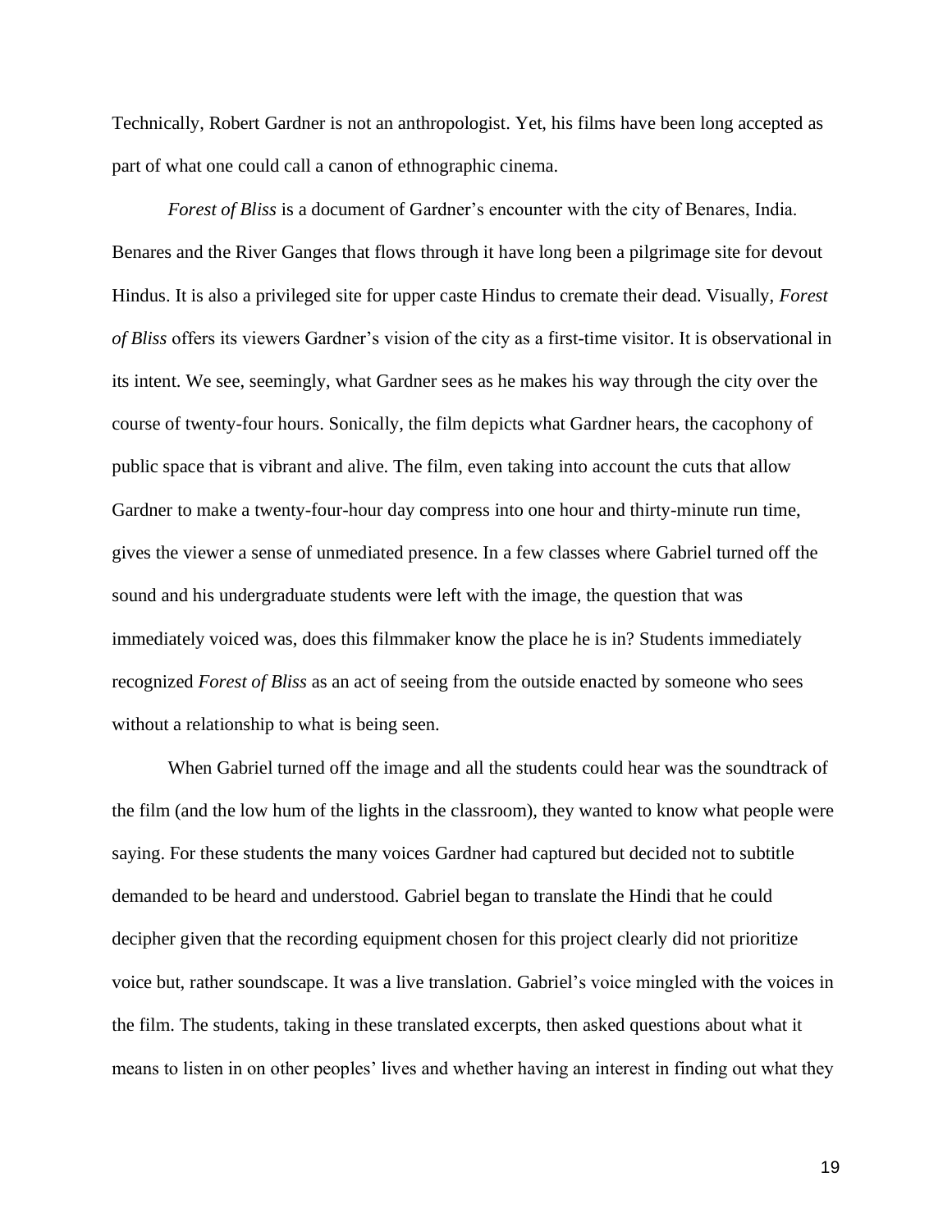Technically, Robert Gardner is not an anthropologist. Yet, his films have been long accepted as part of what one could call a canon of ethnographic cinema.

*Forest of Bliss* is a document of Gardner's encounter with the city of Benares, India. Benares and the River Ganges that flows through it have long been a pilgrimage site for devout Hindus. It is also a privileged site for upper caste Hindus to cremate their dead. Visually, *Forest of Bliss* offers its viewers Gardner's vision of the city as a first-time visitor. It is observational in its intent. We see, seemingly, what Gardner sees as he makes his way through the city over the course of twenty-four hours. Sonically, the film depicts what Gardner hears, the cacophony of public space that is vibrant and alive. The film, even taking into account the cuts that allow Gardner to make a twenty-four-hour day compress into one hour and thirty-minute run time, gives the viewer a sense of unmediated presence. In a few classes where Gabriel turned off the sound and his undergraduate students were left with the image, the question that was immediately voiced was, does this filmmaker know the place he is in? Students immediately recognized *Forest of Bliss* as an act of seeing from the outside enacted by someone who sees without a relationship to what is being seen.

When Gabriel turned off the image and all the students could hear was the soundtrack of the film (and the low hum of the lights in the classroom), they wanted to know what people were saying. For these students the many voices Gardner had captured but decided not to subtitle demanded to be heard and understood. Gabriel began to translate the Hindi that he could decipher given that the recording equipment chosen for this project clearly did not prioritize voice but, rather soundscape. It was a live translation. Gabriel's voice mingled with the voices in the film. The students, taking in these translated excerpts, then asked questions about what it means to listen in on other peoples' lives and whether having an interest in finding out what they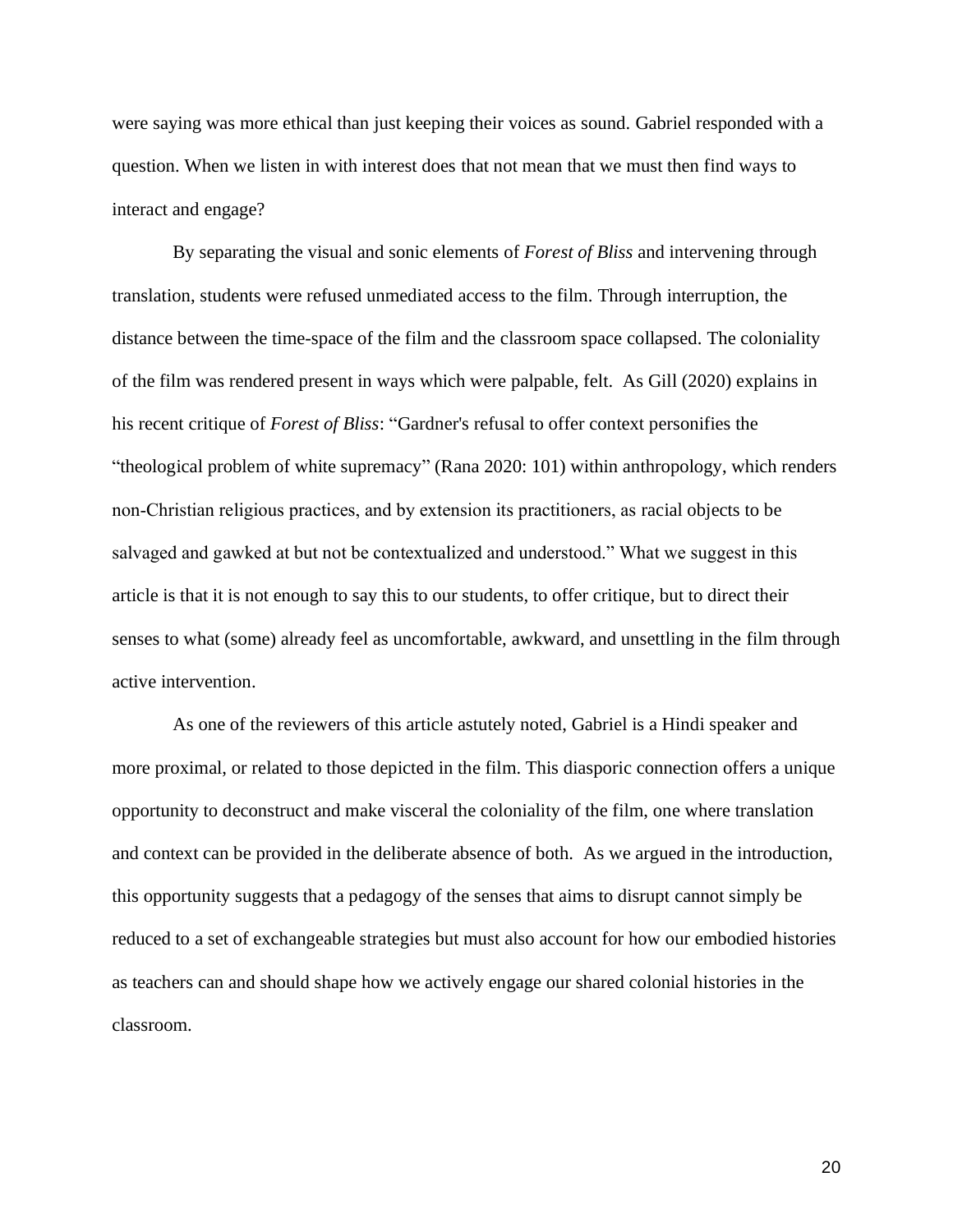were saying was more ethical than just keeping their voices as sound. Gabriel responded with a question. When we listen in with interest does that not mean that we must then find ways to interact and engage?

By separating the visual and sonic elements of *Forest of Bliss* and intervening through translation, students were refused unmediated access to the film. Through interruption, the distance between the time-space of the film and the classroom space collapsed. The coloniality of the film was rendered present in ways which were palpable, felt. As Gill (2020) explains in his recent critique of *Forest of Bliss*: "Gardner's refusal to offer context personifies the "theological problem of white supremacy" (Rana 2020: 101) within anthropology, which renders non-Christian religious practices, and by extension its practitioners, as racial objects to be salvaged and gawked at but not be contextualized and understood." What we suggest in this article is that it is not enough to say this to our students, to offer critique, but to direct their senses to what (some) already feel as uncomfortable, awkward, and unsettling in the film through active intervention.

As one of the reviewers of this article astutely noted, Gabriel is a Hindi speaker and more proximal, or related to those depicted in the film. This diasporic connection offers a unique opportunity to deconstruct and make visceral the coloniality of the film, one where translation and context can be provided in the deliberate absence of both. As we argued in the introduction, this opportunity suggests that a pedagogy of the senses that aims to disrupt cannot simply be reduced to a set of exchangeable strategies but must also account for how our embodied histories as teachers can and should shape how we actively engage our shared colonial histories in the classroom.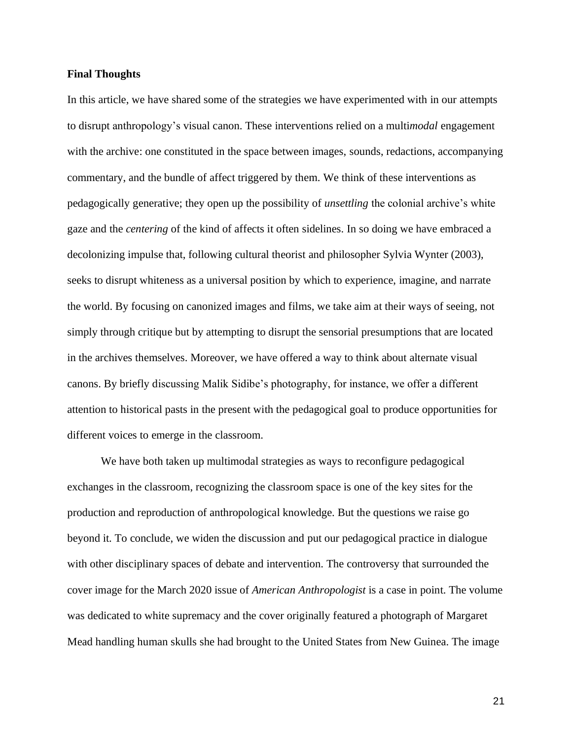**Final Thoughts**

In this article, we have shared some of the strategies we have experimented with in our attempts to disrupt anthropology's visual canon. These interventions relied on a multi*modal* engagement with the archive: one constituted in the space between images, sounds, redactions, accompanying commentary, and the bundle of affect triggered by them. We think of these interventions as pedagogically generative; they open up the possibility of *unsettling* the colonial archive's white gaze and the *centering* of the kind of affects it often sidelines. In so doing we have embraced a decolonizing impulse that, following cultural theorist and philosopher Sylvia Wynter (2003), seeks to disrupt whiteness as a universal position by which to experience, imagine, and narrate the world. By focusing on canonized images and films, we take aim at their ways of seeing, not simply through critique but by attempting to disrupt the sensorial presumptions that are located in the archives themselves. Moreover, we have offered a way to think about alternate visual canons. By briefly discussing Malik Sidibe's photography, for instance, we offer a different attention to historical pasts in the present with the pedagogical goal to produce opportunities for different voices to emerge in the classroom.

We have both taken up multimodal strategies as ways to reconfigure pedagogical exchanges in the classroom, recognizing the classroom space is one of the key sites for the production and reproduction of anthropological knowledge. But the questions we raise go beyond it. To conclude, we widen the discussion and put our pedagogical practice in dialogue with other disciplinary spaces of debate and intervention. The controversy that surrounded the cover image for the March 2020 issue of *American Anthropologist* is a case in point. The volume was dedicated to white supremacy and the cover originally featured a photograph of Margaret Mead handling human skulls she had brought to the United States from New Guinea. The image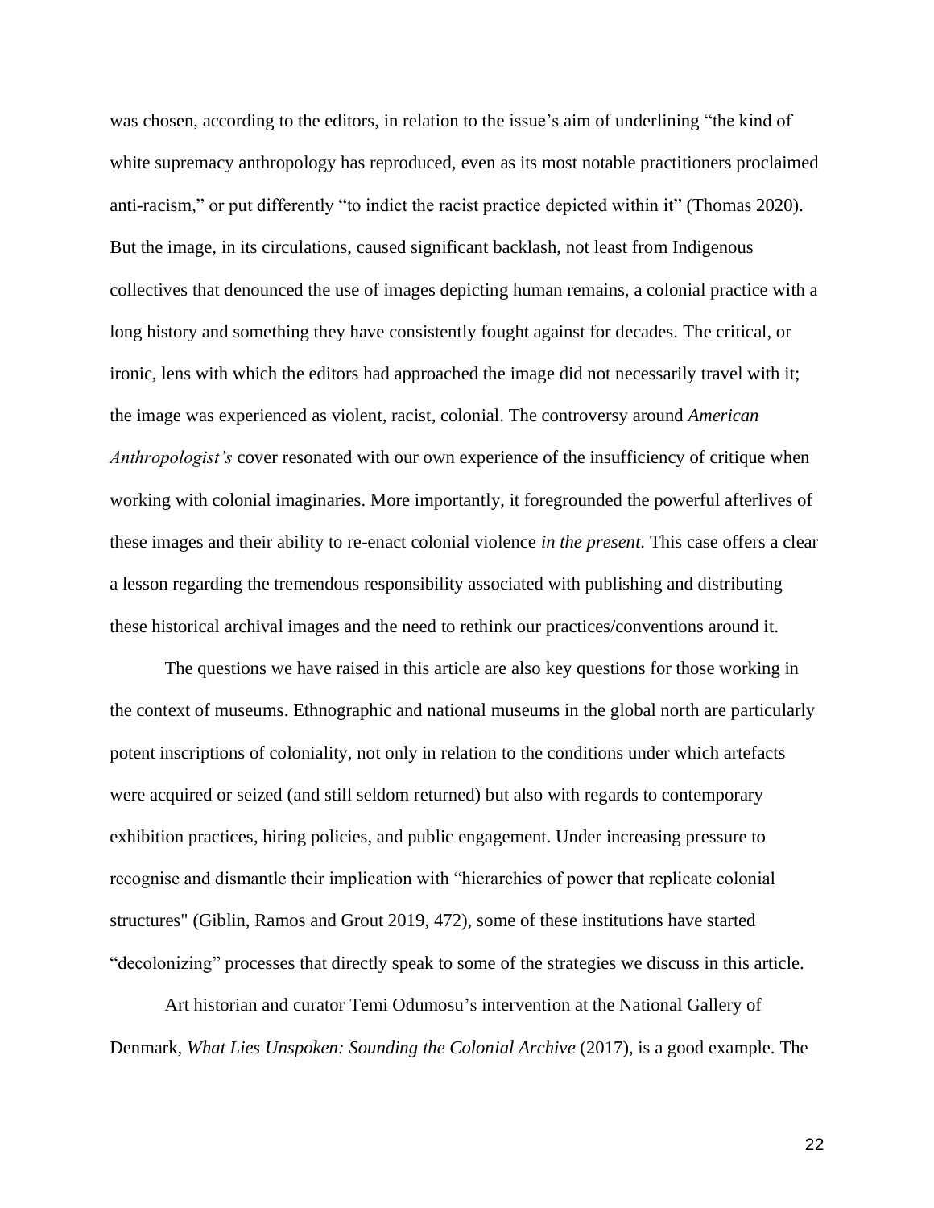was chosen, according to the editors, in relation to the issue's aim of underlining "the kind of white supremacy anthropology has reproduced, even as its most notable practitioners proclaimed anti-racism," or put differently "to indict the racist practice depicted within it" (Thomas 2020). But the image, in its circulations, caused significant backlash, not least from Indigenous collectives that denounced the use of images depicting human remains, a colonial practice with a long history and something they have consistently fought against for decades. The critical, or ironic, lens with which the editors had approached the image did not necessarily travel with it; the image was experienced as violent, racist, colonial. The controversy around *American Anthropologist's* cover resonated with our own experience of the insufficiency of critique when working with colonial imaginaries. More importantly, it foregrounded the powerful afterlives of these images and their ability to re-enact colonial violence *in the present.* This case offers a clear a lesson regarding the tremendous responsibility associated with publishing and distributing these historical archival images and the need to rethink our practices/conventions around it.

The questions we have raised in this article are also key questions for those working in the context of museums. Ethnographic and national museums in the global north are particularly potent inscriptions of coloniality, not only in relation to the conditions under which artefacts were acquired or seized (and still seldom returned) but also with regards to contemporary exhibition practices, hiring policies, and public engagement. Under increasing pressure to recognise and dismantle their implication with "hierarchies of power that replicate colonial structures" (Giblin, Ramos and Grout 2019, 472), some of these institutions have started "decolonizing" processes that directly speak to some of the strategies we discuss in this article.

Art historian and curator Temi Odumosu's intervention at the National Gallery of Denmark, *What Lies Unspoken: Sounding the Colonial Archive* (2017), is a good example. The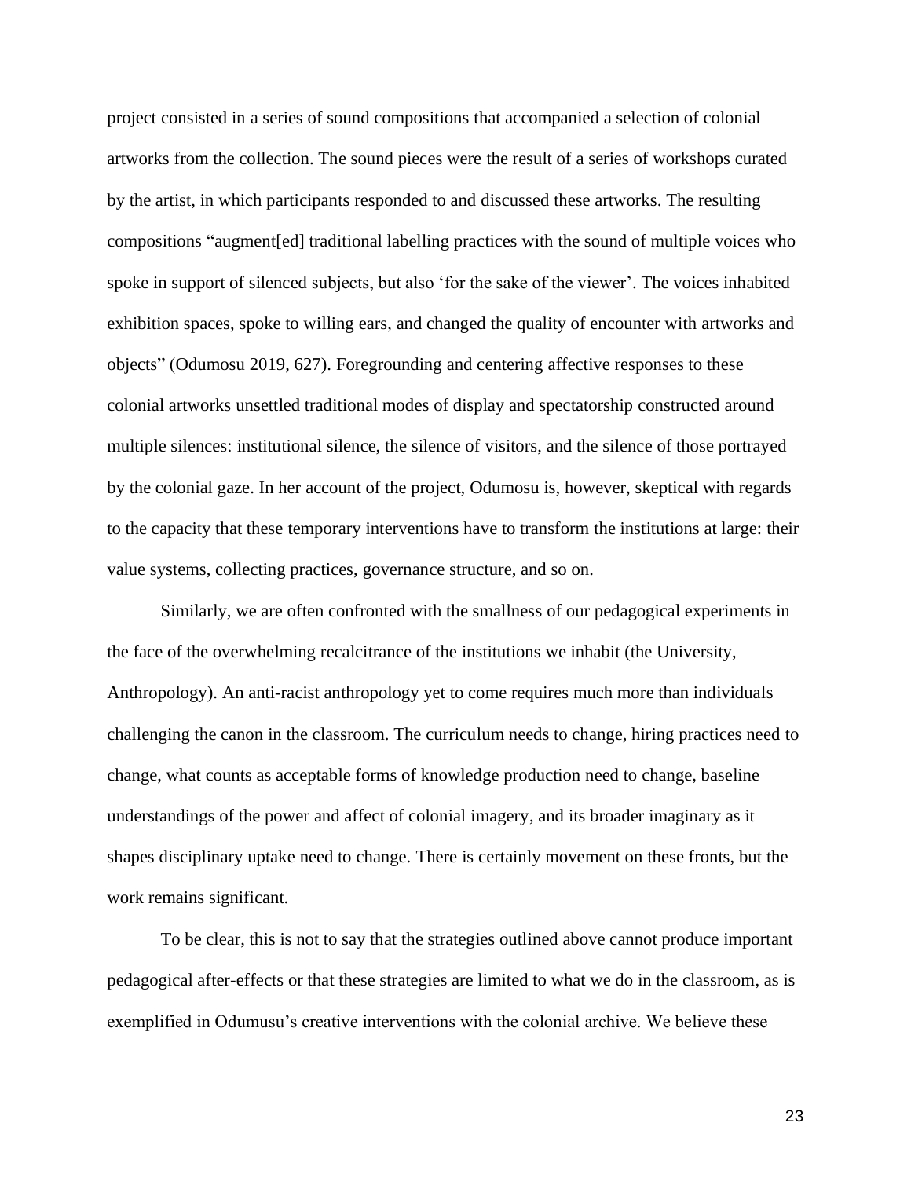project consisted in a series of sound compositions that accompanied a selection of colonial artworks from the collection. The sound pieces were the result of a series of workshops curated by the artist, in which participants responded to and discussed these artworks. The resulting compositions "augment[ed] traditional labelling practices with the sound of multiple voices who spoke in support of silenced subjects, but also 'for the sake of the viewer'. The voices inhabited exhibition spaces, spoke to willing ears, and changed the quality of encounter with artworks and objects" (Odumosu 2019, 627). Foregrounding and centering affective responses to these colonial artworks unsettled traditional modes of display and spectatorship constructed around multiple silences: institutional silence, the silence of visitors, and the silence of those portrayed by the colonial gaze. In her account of the project, Odumosu is, however, skeptical with regards to the capacity that these temporary interventions have to transform the institutions at large: their value systems, collecting practices, governance structure, and so on.

Similarly, we are often confronted with the smallness of our pedagogical experiments in the face of the overwhelming recalcitrance of the institutions we inhabit (the University, Anthropology). An anti-racist anthropology yet to come requires much more than individuals challenging the canon in the classroom. The curriculum needs to change, hiring practices need to change, what counts as acceptable forms of knowledge production need to change, baseline understandings of the power and affect of colonial imagery, and its broader imaginary as it shapes disciplinary uptake need to change. There is certainly movement on these fronts, but the work remains significant.

To be clear, this is not to say that the strategies outlined above cannot produce important pedagogical after-effects or that these strategies are limited to what we do in the classroom, as is exemplified in Odumusu's creative interventions with the colonial archive. We believe these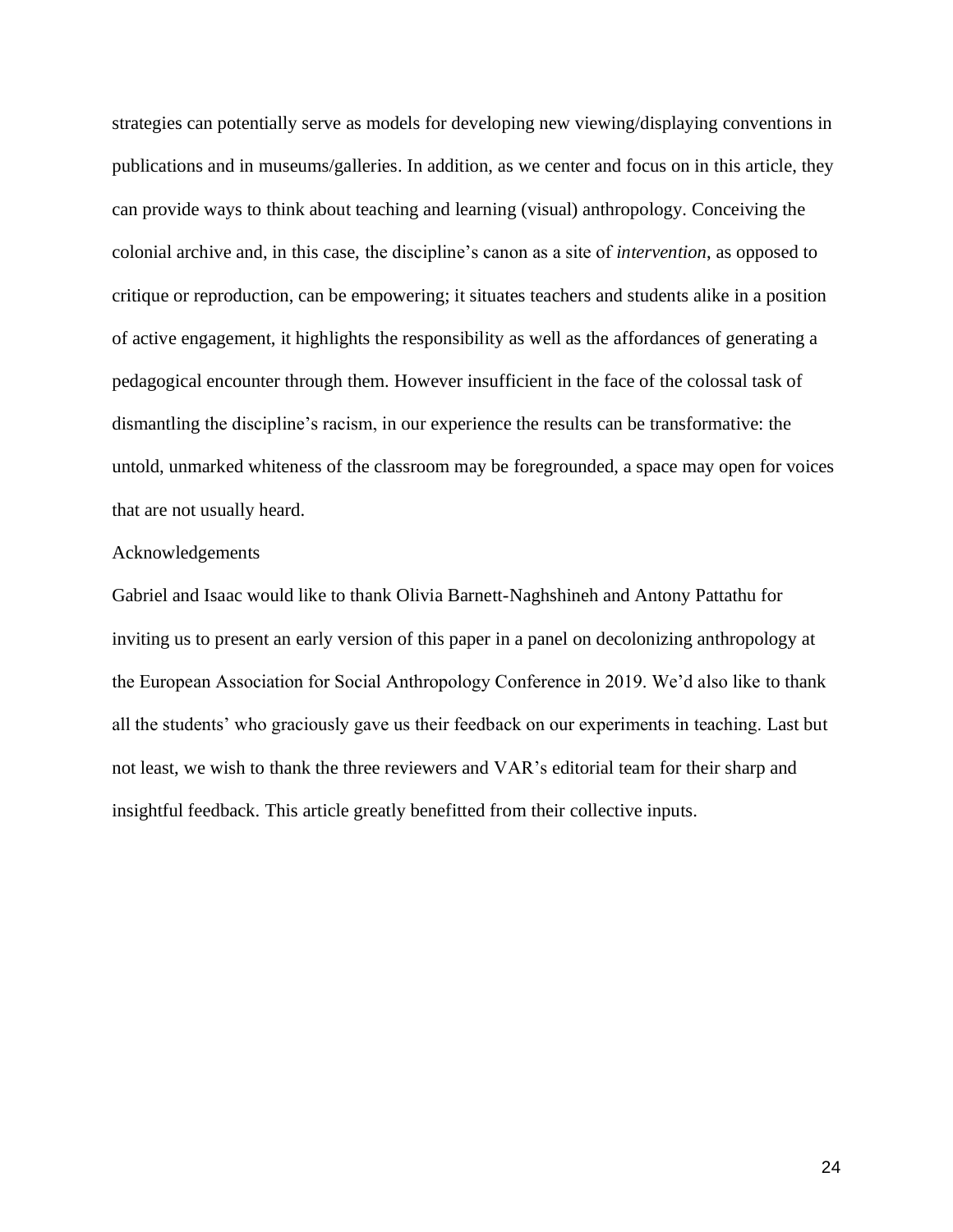strategies can potentially serve as models for developing new viewing/displaying conventions in publications and in museums/galleries. In addition, as we center and focus on in this article, they can provide ways to think about teaching and learning (visual) anthropology. Conceiving the colonial archive and, in this case, the discipline's canon as a site of *intervention*, as opposed to critique or reproduction, can be empowering; it situates teachers and students alike in a position of active engagement, it highlights the responsibility as well as the affordances of generating a pedagogical encounter through them. However insufficient in the face of the colossal task of dismantling the discipline's racism, in our experience the results can be transformative: the untold, unmarked whiteness of the classroom may be foregrounded, a space may open for voices that are not usually heard.

## Acknowledgements

Gabriel and Isaac would like to thank Olivia Barnett-Naghshineh and Antony Pattathu for inviting us to present an early version of this paper in a panel on decolonizing anthropology at the European Association for Social Anthropology Conference in 2019. We'd also like to thank all the students' who graciously gave us their feedback on our experiments in teaching. Last but not least, we wish to thank the three reviewers and VAR's editorial team for their sharp and insightful feedback. This article greatly benefitted from their collective inputs.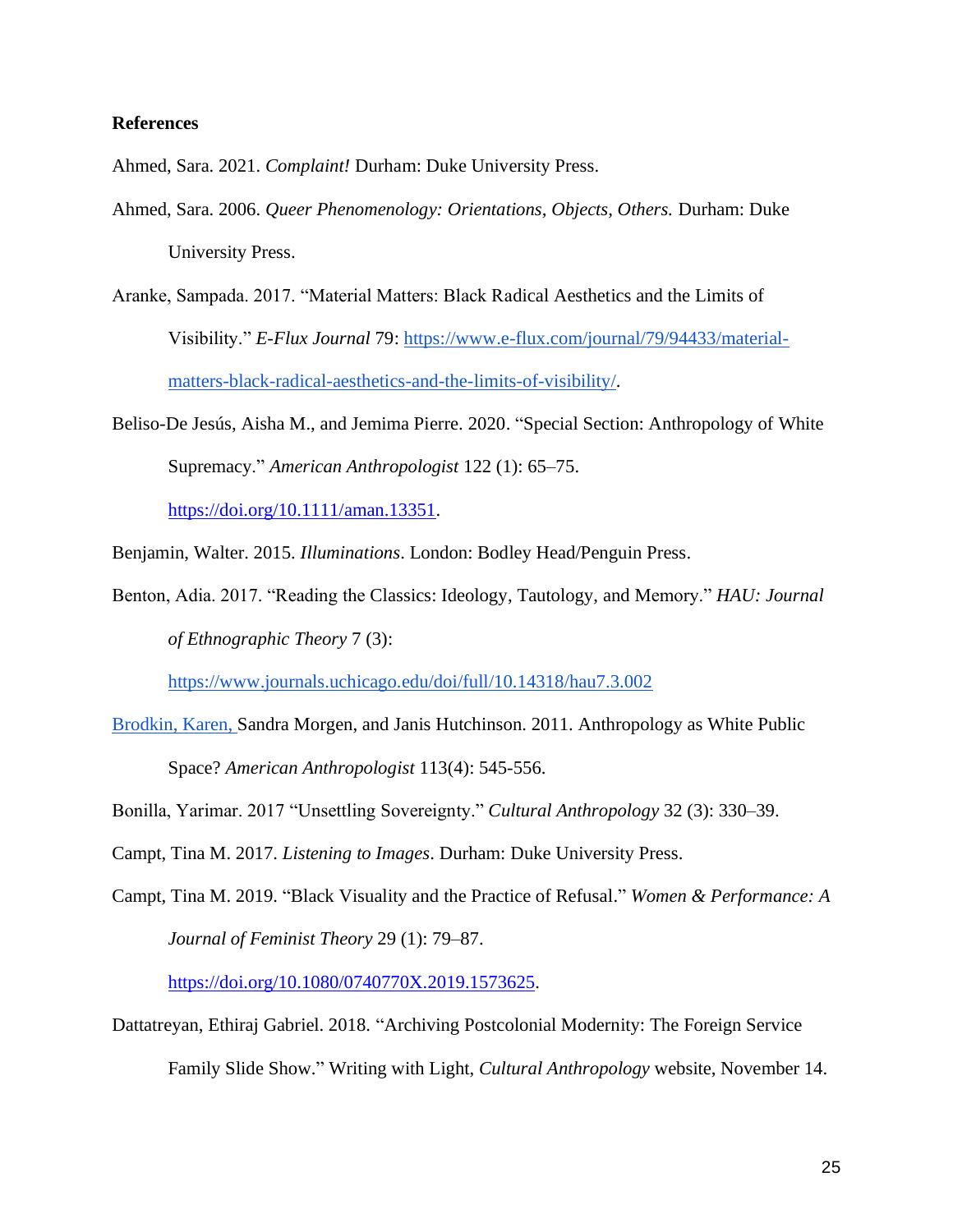**References**

Ahmed, Sara. 2021. *Complaint!* Durham: Duke University Press.

Ahmed, Sara. 2006. *Queer Phenomenology: Orientations, Objects, Others.* Durham: Duke University Press.

Aranke, Sampada. 2017. "Material Matters: Black Radical Aesthetics and the Limits of Visibility." *E-Flux Journal* 79: https://www.e-flux.com/journal/79/94433/material-matters-black-radical-aesthetics-and-the-limits-of-visibility/.

Beliso-De Jesús, Aisha M., and Jemima Pierre. 2020. "Special Section: Anthropology of White Supremacy." *American Anthropologist* 122 (1): 65–75. https://doi.org/10.1111/aman.13351.

Benjamin, Walter. 2015. *Illuminations*. London: Bodley Head/Penguin Press.

Benton, Adia. 2017. "Reading the Classics: Ideology, Tautology, and Memory." *HAU: Journal of Ethnographic Theory* 7 (3): https://www.journals.uchicago.edu/doi/full/10.14318/hau7.3.002

Brodkin, Karen, Sandra Morgen, and Janis Hutchinson. 2011. Anthropology as White Public Space? *American Anthropologist* 113(4): 545-556.

Bonilla, Yarimar. 2017 "Unsettling Sovereignty." *Cultural Anthropology* 32 (3): 330–39.

Campt, Tina M. 2017. *Listening to Images*. Durham: Duke University Press.

Campt, Tina M. 2019. "Black Visuality and the Practice of Refusal." *Women & Performance: A Journal of Feminist Theory* 29 (1): 79–87. https://doi.org/10.1080/0740770X.2019.1573625.

Dattatreyan, Ethiraj Gabriel. 2018. "Archiving Postcolonial Modernity: The Foreign Service Family Slide Show." Writing with Light, *Cultural Anthropology* website, November 14.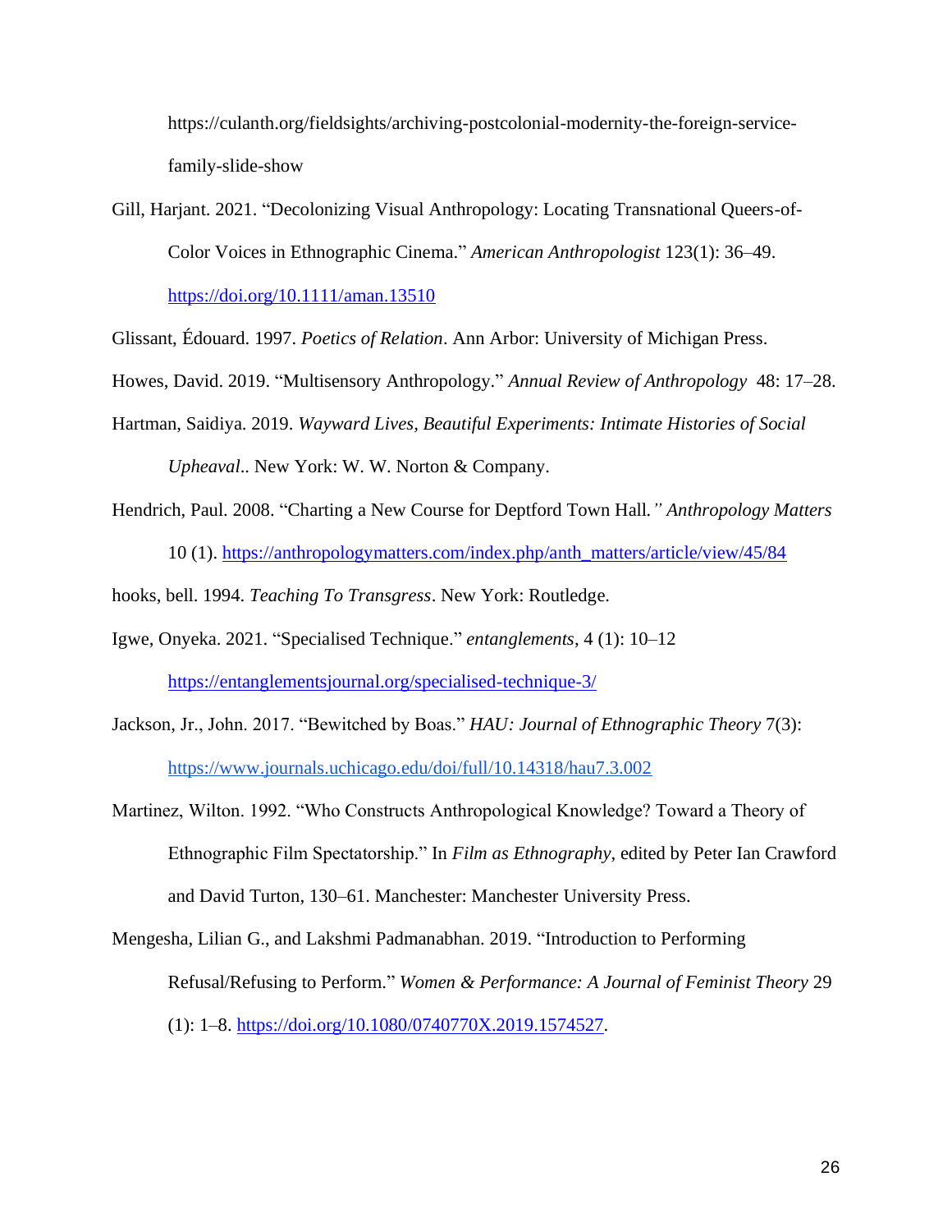https://culanth.org/fieldsights/archiving-postcolonial-modernity-the-foreign-service-family-slide-show

Gill, Harjant. 2021. "Decolonizing Visual Anthropology: Locating Transnational Queers-of-Color Voices in Ethnographic Cinema." *American Anthropologist* 123(1): 36–49. https://doi.org/10.1111/aman.13510

Glissant, Édouard. 1997. *Poetics of Relation*. Ann Arbor: University of Michigan Press.

Howes, David. 2019. "Multisensory Anthropology." *Annual Review of Anthropology* 48: 17–28.

Hartman, Saidiya. 2019. *Wayward Lives, Beautiful Experiments: Intimate Histories of Social Upheaval*.. New York: W. W. Norton & Company.

Hendrich, Paul. 2008. "Charting a New Course for Deptford Town Hall*." Anthropology Matters* 10 (1). https://anthropologymatters.com/index.php/anth_matters/article/view/45/84

hooks, bell. 1994. *Teaching To Transgress*. New York: Routledge.

Igwe, Onyeka. 2021. "Specialised Technique." *entanglements*, 4 (1): 10–12 https://entanglementsjournal.org/specialised-technique-3/

Jackson, Jr., John. 2017. "Bewitched by Boas." *HAU: Journal of Ethnographic Theory* 7(3): https://www.journals.uchicago.edu/doi/full/10.14318/hau7.3.002

Martinez, Wilton. 1992. "Who Constructs Anthropological Knowledge? Toward a Theory of Ethnographic Film Spectatorship." In *Film as Ethnography*, edited by Peter Ian Crawford and David Turton, 130–61. Manchester: Manchester University Press.

Mengesha, Lilian G., and Lakshmi Padmanabhan. 2019. "Introduction to Performing Refusal/Refusing to Perform." *Women & Performance: A Journal of Feminist Theory* 29 (1): 1–8. https://doi.org/10.1080/0740770X.2019.1574527.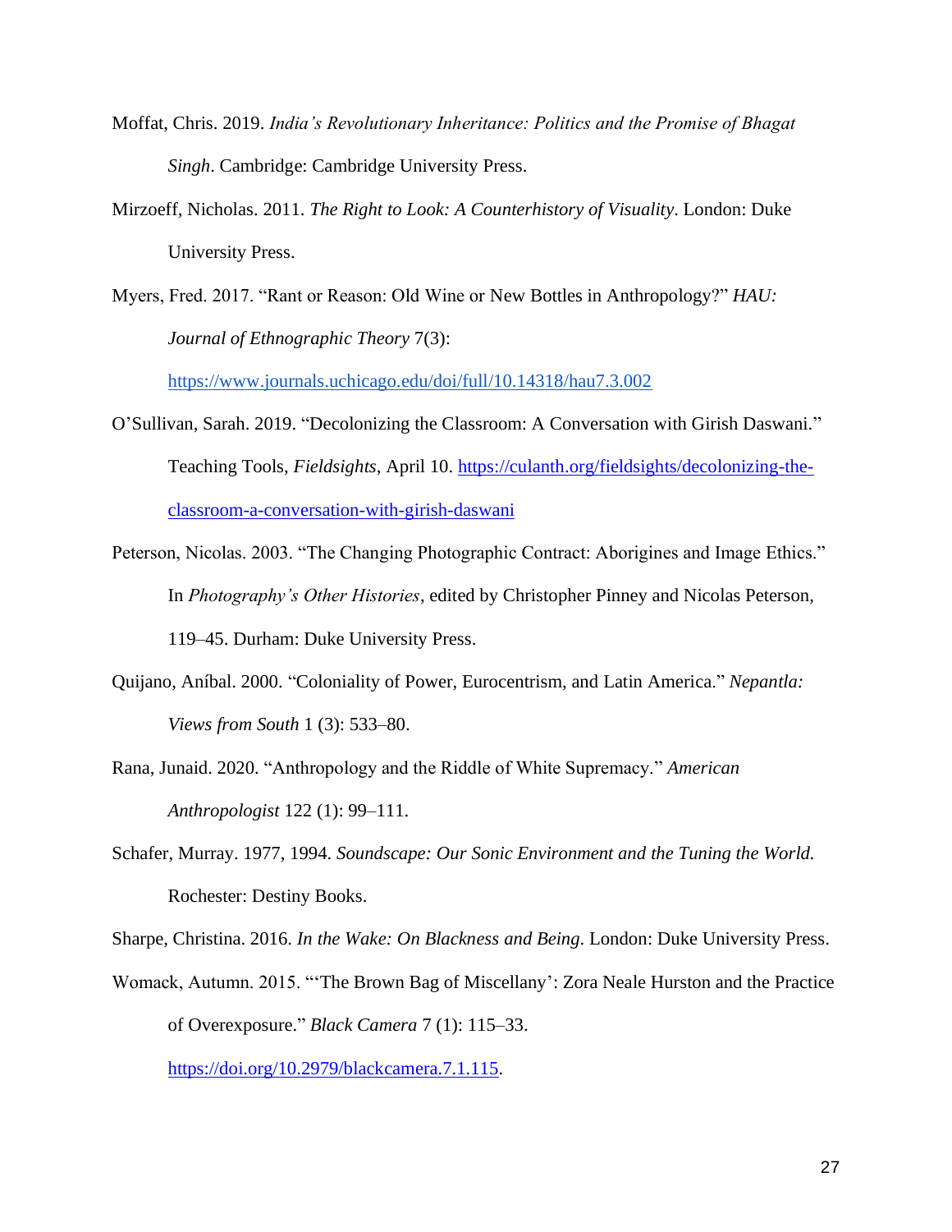Moffat, Chris. 2019. *India's Revolutionary Inheritance: Politics and the Promise of Bhagat Singh*. Cambridge: Cambridge University Press.

Mirzoeff, Nicholas. 2011. *The Right to Look: A Counterhistory of Visuality*. London: Duke University Press.

Myers, Fred. 2017. "Rant or Reason: Old Wine or New Bottles in Anthropology?" *HAU: Journal of Ethnographic Theory* 7(3): https://www.journals.uchicago.edu/doi/full/10.14318/hau7.3.002

O'Sullivan, Sarah. 2019. "Decolonizing the Classroom: A Conversation with Girish Daswani." Teaching Tools, *Fieldsights*, April 10. https://culanth.org/fieldsights/decolonizing-the-classroom-a-conversation-with-girish-daswani

Peterson, Nicolas. 2003. "The Changing Photographic Contract: Aborigines and Image Ethics." In *Photography's Other Histories*, edited by Christopher Pinney and Nicolas Peterson, 119–45. Durham: Duke University Press.

Quijano, Aníbal. 2000. "Coloniality of Power, Eurocentrism, and Latin America." *Nepantla: Views from South* 1 (3): 533–80.

Rana, Junaid. 2020. "Anthropology and the Riddle of White Supremacy." *American Anthropologist* 122 (1): 99–111.

Schafer, Murray. 1977, 1994. *Soundscape: Our Sonic Environment and the Tuning the World.* Rochester: Destiny Books.

Sharpe, Christina. 2016. *In the Wake: On Blackness and Being*. London: Duke University Press.

Womack, Autumn. 2015. "'The Brown Bag of Miscellany': Zora Neale Hurston and the Practice of Overexposure." *Black Camera* 7 (1): 115–33. https://doi.org/10.2979/blackcamera.7.1.115.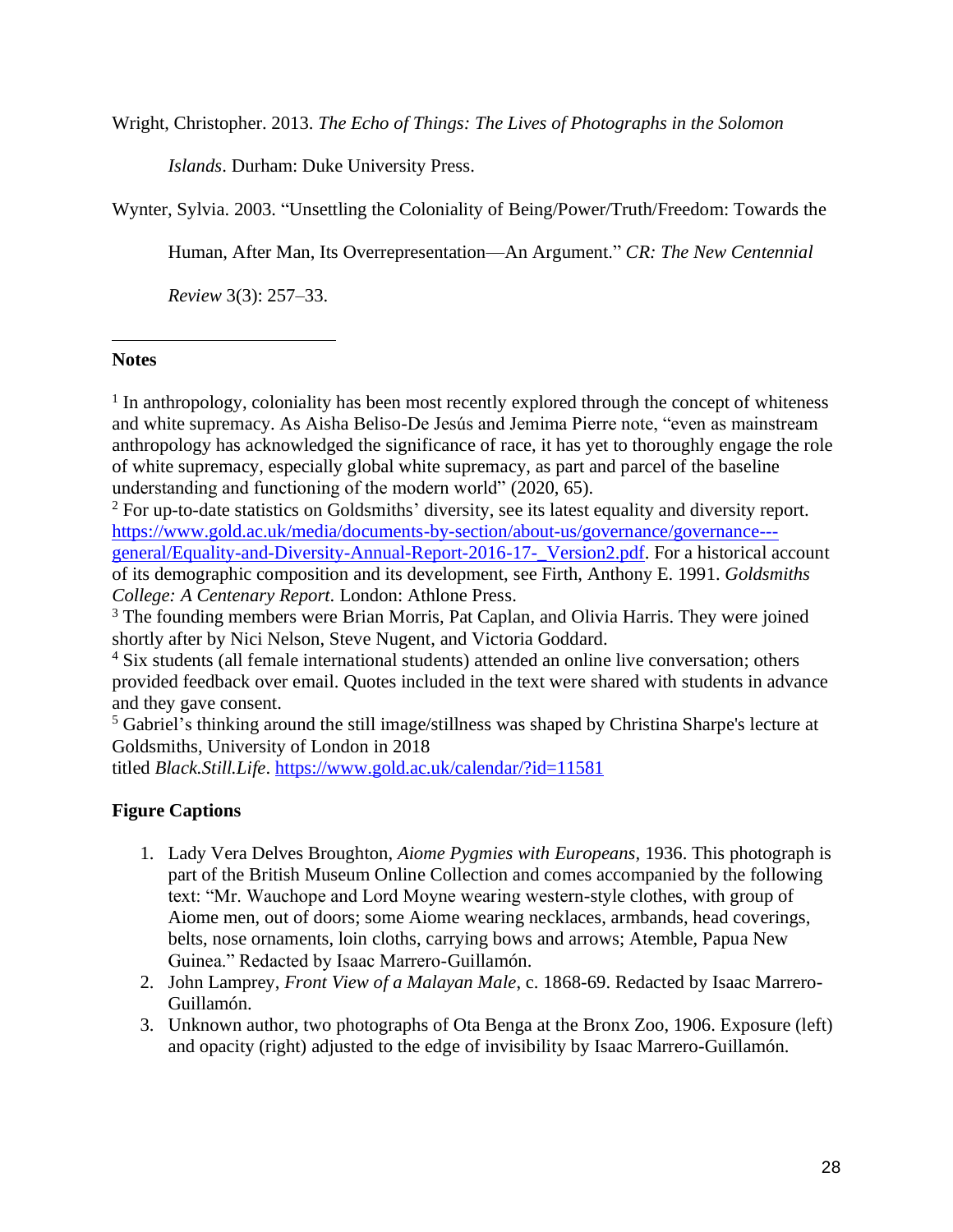Wright, Christopher. 2013. *The Echo of Things: The Lives of Photographs in the Solomon Islands*. Durham: Duke University Press.

Wynter, Sylvia. 2003. "Unsettling the Coloniality of Being/Power/Truth/Freedom: Towards the Human, After Man, Its Overrepresentation—An Argument." *CR: The New Centennial Review* 3(3): 257–33.

---

**Notes**

[1] In anthropology, coloniality has been most recently explored through the concept of whiteness and white supremacy. As Aisha Beliso-De Jesús and Jemima Pierre note, "even as mainstream anthropology has acknowledged the significance of race, it has yet to thoroughly engage the role of white supremacy, especially global white supremacy, as part and parcel of the baseline understanding and functioning of the modern world" (2020, 65).

[2] For up-to-date statistics on Goldsmiths' diversity, see its latest equality and diversity report. https://www.gold.ac.uk/media/documents-by-section/about-us/governance/governance---general/Equality-and-Diversity-Annual-Report-2016-17-_Version2.pdf. For a historical account of its demographic composition and its development, see Firth, Anthony E. 1991. *Goldsmiths College: A Centenary Report*. London: Athlone Press.

[3] The founding members were Brian Morris, Pat Caplan, and Olivia Harris. They were joined shortly after by Nici Nelson, Steve Nugent, and Victoria Goddard.

[4] Six students (all female international students) attended an online live conversation; others provided feedback over email. Quotes included in the text were shared with students in advance and they gave consent.

[5] Gabriel's thinking around the still image/stillness was shaped by Christina Sharpe's lecture at Goldsmiths, University of London in 2018 titled *Black.Still.Life*. https://www.gold.ac.uk/calendar/?id=11581

**Figure Captions**

1. Lady Vera Delves Broughton, *Aiome Pygmies with Europeans*, 1936. This photograph is part of the British Museum Online Collection and comes accompanied by the following text: "Mr. Wauchope and Lord Moyne wearing western-style clothes, with group of Aiome men, out of doors; some Aiome wearing necklaces, armbands, head coverings, belts, nose ornaments, loin cloths, carrying bows and arrows; Atemble, Papua New Guinea." Redacted by Isaac Marrero-Guillamón.
2. John Lamprey, *Front View of a Malayan Male*, c. 1868-69. Redacted by Isaac Marrero-Guillamón.
3. Unknown author, two photographs of Ota Benga at the Bronx Zoo, 1906. Exposure (left) and opacity (right) adjusted to the edge of invisibility by Isaac Marrero-Guillamón.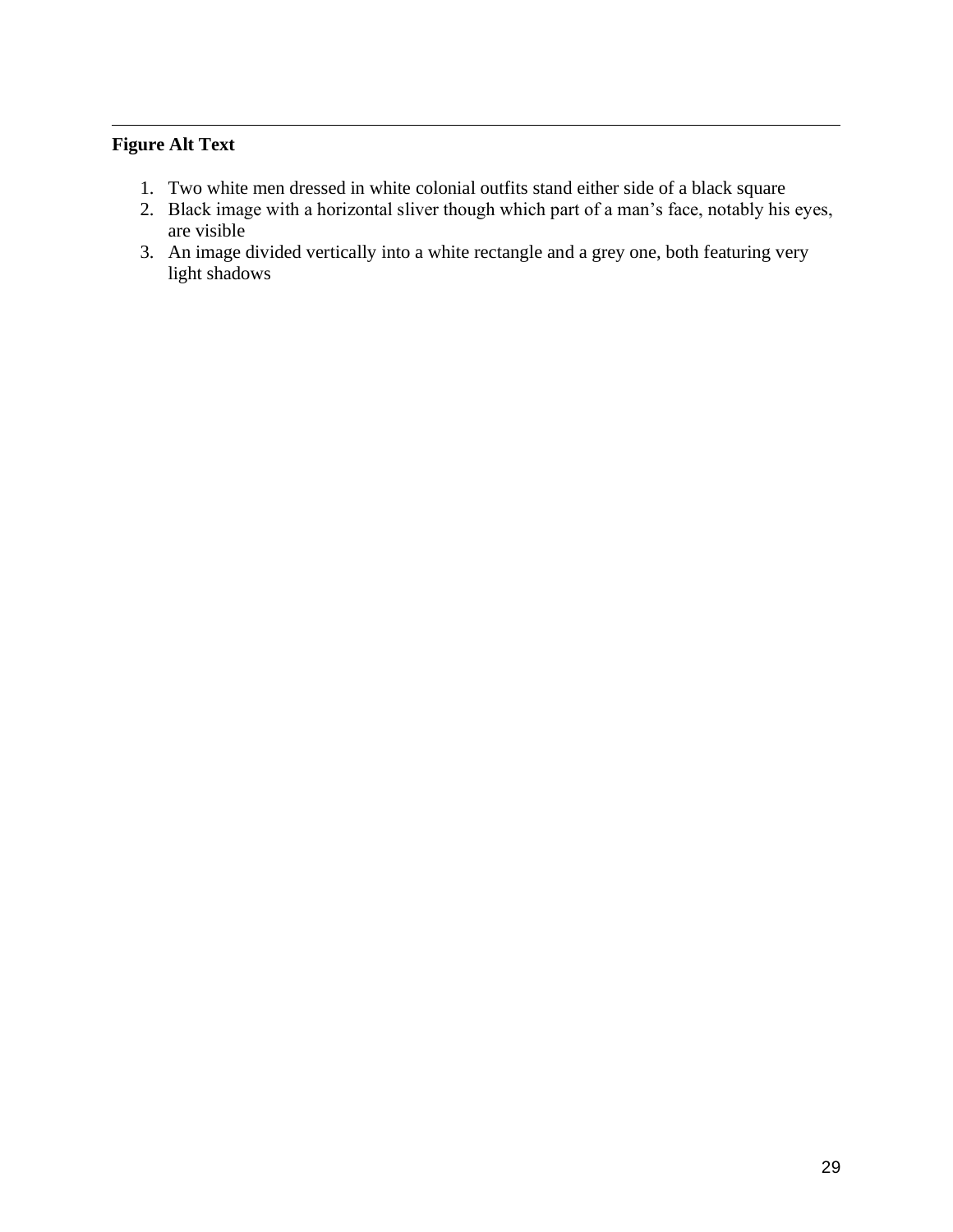**Figure Alt Text**

1. Two white men dressed in white colonial outfits stand either side of a black square
2. Black image with a horizontal sliver though which part of a man’s face, notably his eyes, are visible
3. An image divided vertically into a white rectangle and a grey one, both featuring very light shadows